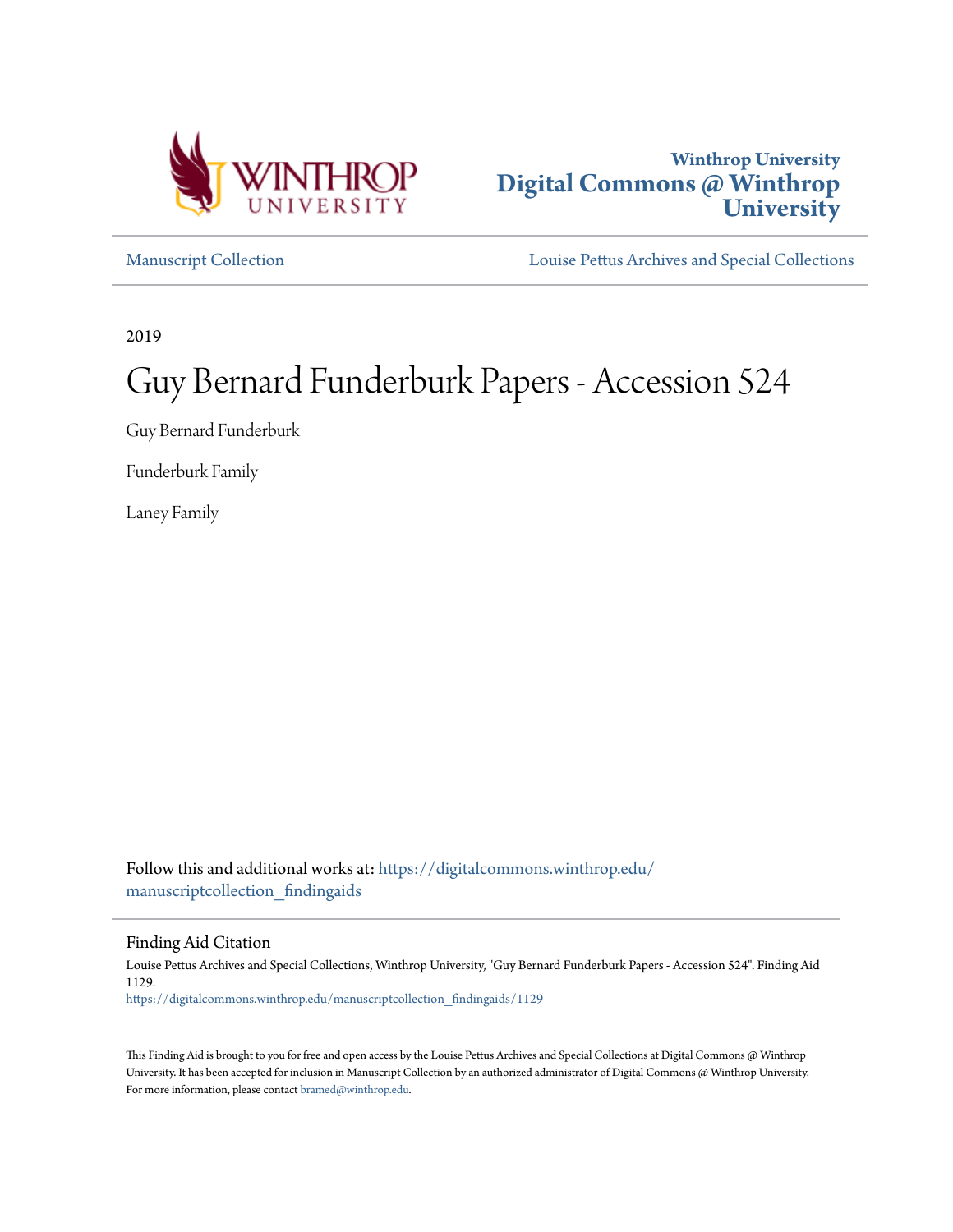Winthrop University
# Digital Commons @ Winthrop University

Manuscript Collection | Louise Pettus Archives and Special Collections

2019

# Guy Bernard Funderburk Papers - Accession 524

Guy Bernard Funderburk

Funderburk Family

Laney Family

Follow this and additional works at: https://digitalcommons.winthrop.edu/manuscriptcollection_findingaids

## Finding Aid Citation

Louise Pettus Archives and Special Collections, Winthrop University, "Guy Bernard Funderburk Papers - Accession 524". Finding Aid 1129.
https://digitalcommons.winthrop.edu/manuscriptcollection_findingaids/1129

This Finding Aid is brought to you for free and open access by the Louise Pettus Archives and Special Collections at Digital Commons @ Winthrop University. It has been accepted for inclusion in Manuscript Collection by an authorized administrator of Digital Commons @ Winthrop University. For more information, please contact bramed@winthrop.edu.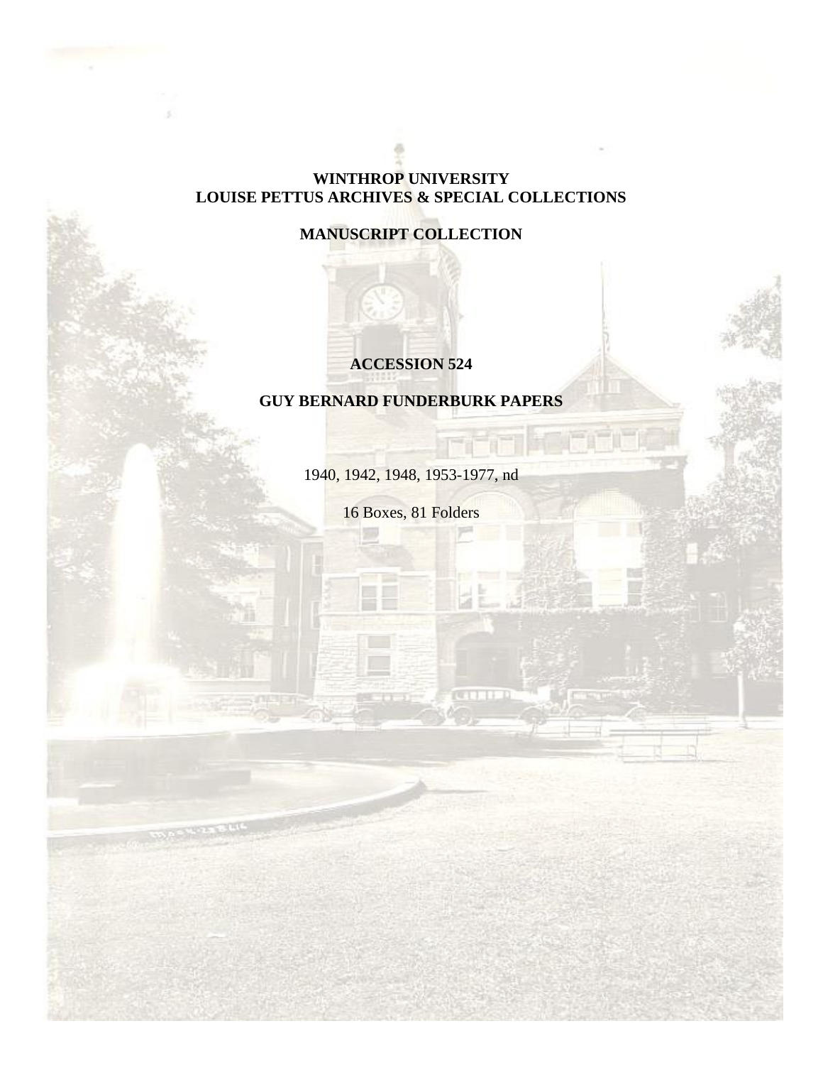**WINTHROP UNIVERSITY**
**LOUISE PETTUS ARCHIVES & SPECIAL COLLECTIONS**

**MANUSCRIPT COLLECTION**

**ACCESSION 524**

**GUY BERNARD FUNDERBURK PAPERS**

1940, 1942, 1948, 1953-1977, nd

16 Boxes, 81 Folders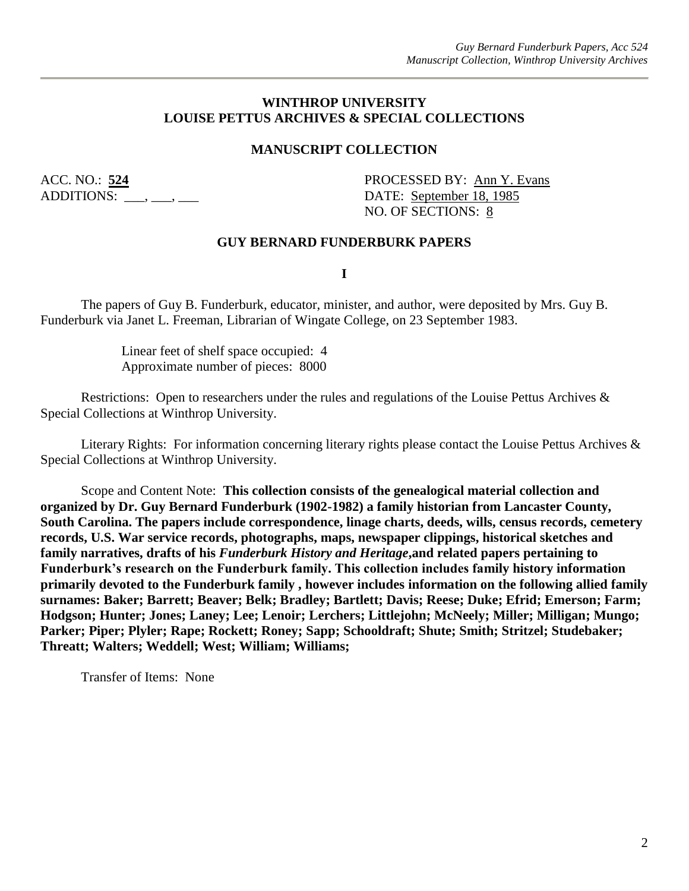**WINTHROP UNIVERSITY**
**LOUISE PETTUS ARCHIVES & SPECIAL COLLECTIONS**

**MANUSCRIPT COLLECTION**

ACC. NO.: **524**
ADDITIONS: ___, ___, ___

PROCESSED BY: Ann Y. Evans
DATE: September 18, 1985
NO. OF SECTIONS: 8

**GUY BERNARD FUNDERBURK PAPERS**

**I**

The papers of Guy B. Funderburk, educator, minister, and author, were deposited by Mrs. Guy B. Funderburk via Janet L. Freeman, Librarian of Wingate College, on 23 September 1983.

Linear feet of shelf space occupied: 4
Approximate number of pieces: 8000

Restrictions: Open to researchers under the rules and regulations of the Louise Pettus Archives & Special Collections at Winthrop University.

Literary Rights: For information concerning literary rights please contact the Louise Pettus Archives & Special Collections at Winthrop University.

Scope and Content Note: **This collection consists of the genealogical material collection and organized by Dr. Guy Bernard Funderburk (1902-1982) a family historian from Lancaster County, South Carolina. The papers include correspondence, linage charts, deeds, wills, census records, cemetery records, U.S. War service records, photographs, maps, newspaper clippings, historical sketches and family narratives, drafts of his *Funderburk History and Heritage*,and related papers pertaining to Funderburk's research on the Funderburk family. This collection includes family history information primarily devoted to the Funderburk family , however includes information on the following allied family surnames: Baker; Barrett; Beaver; Belk; Bradley; Bartlett; Davis; Reese; Duke; Efrid; Emerson; Farm; Hodgson; Hunter; Jones; Laney; Lee; Lenoir; Lerchers; Littlejohn; McNeely; Miller; Milligan; Mungo; Parker; Piper; Plyler; Rape; Rockett; Roney; Sapp; Schooldraft; Shute; Smith; Stritzel; Studebaker; Threatt; Walters; Weddell; West; William; Williams;**

Transfer of Items: None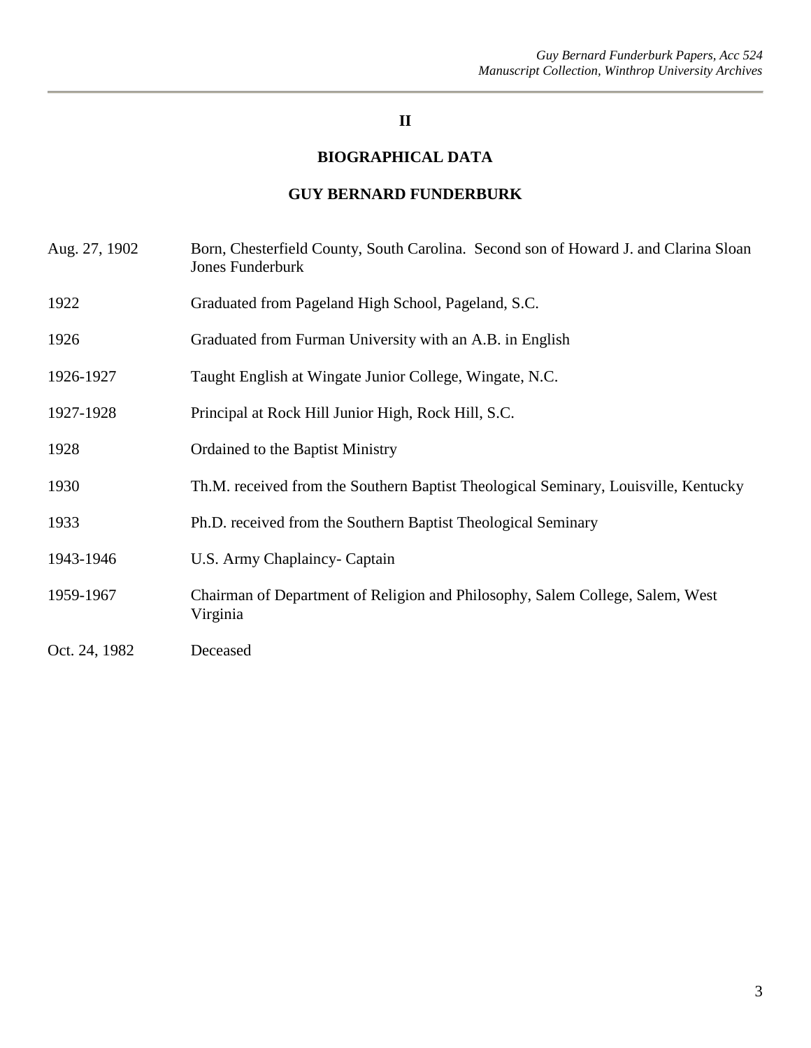## II

## BIOGRAPHICAL DATA

## GUY BERNARD FUNDERBURK

| | |
|---|---|
| Aug. 27, 1902 | Born, Chesterfield County, South Carolina. Second son of Howard J. and Clarina Sloan Jones Funderburk |
| 1922 | Graduated from Pageland High School, Pageland, S.C. |
| 1926 | Graduated from Furman University with an A.B. in English |
| 1926-1927 | Taught English at Wingate Junior College, Wingate, N.C. |
| 1927-1928 | Principal at Rock Hill Junior High, Rock Hill, S.C. |
| 1928 | Ordained to the Baptist Ministry |
| 1930 | Th.M. received from the Southern Baptist Theological Seminary, Louisville, Kentucky |
| 1933 | Ph.D. received from the Southern Baptist Theological Seminary |
| 1943-1946 | U.S. Army Chaplaincy- Captain |
| 1959-1967 | Chairman of Department of Religion and Philosophy, Salem College, Salem, West Virginia |
| Oct. 24, 1982 | Deceased |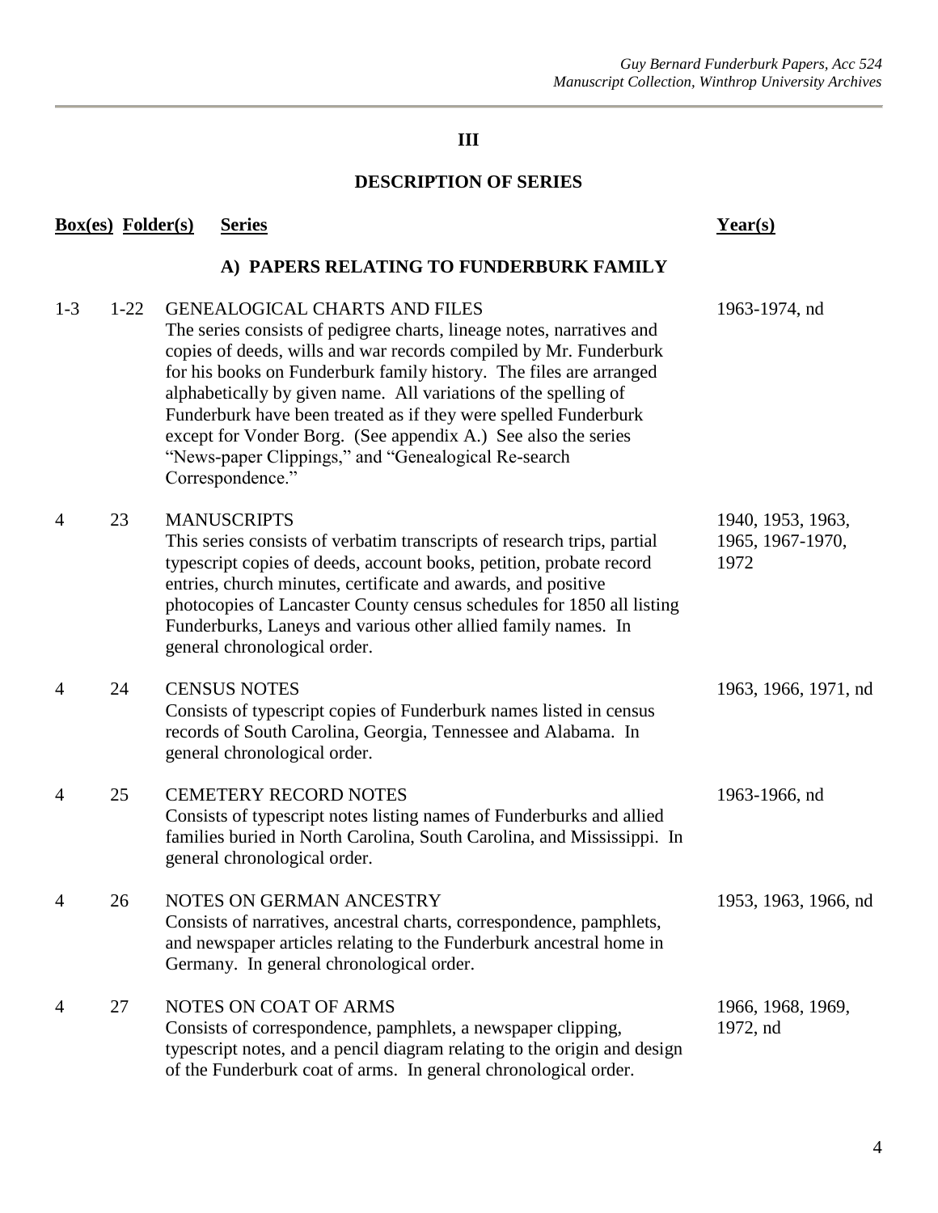## III

## DESCRIPTION OF SERIES

| Box(es) | Folder(s) | Series | Year(s) |
|---|---|---|---|
| | | **A) PAPERS RELATING TO FUNDERBURK FAMILY** | |
| 1-3 | 1-22 | GENEALOGICAL CHARTS AND FILES<br>The series consists of pedigree charts, lineage notes, narratives and copies of deeds, wills and war records compiled by Mr. Funderburk for his books on Funderburk family history. The files are arranged alphabetically by given name. All variations of the spelling of Funderburk have been treated as if they were spelled Funderburk except for Vonder Borg. (See appendix A.) See also the series "News-paper Clippings," and "Genealogical Re-search Correspondence." | 1963-1974, nd |
| 4 | 23 | MANUSCRIPTS<br>This series consists of verbatim transcripts of research trips, partial typescript copies of deeds, account books, petition, probate record entries, church minutes, certificate and awards, and positive photocopies of Lancaster County census schedules for 1850 all listing Funderburks, Laneys and various other allied family names. In general chronological order. | 1940, 1953, 1963, 1965, 1967-1970, 1972 |
| 4 | 24 | CENSUS NOTES<br>Consists of typescript copies of Funderburk names listed in census records of South Carolina, Georgia, Tennessee and Alabama. In general chronological order. | 1963, 1966, 1971, nd |
| 4 | 25 | CEMETERY RECORD NOTES<br>Consists of typescript notes listing names of Funderburks and allied families buried in North Carolina, South Carolina, and Mississippi. In general chronological order. | 1963-1966, nd |
| 4 | 26 | NOTES ON GERMAN ANCESTRY<br>Consists of narratives, ancestral charts, correspondence, pamphlets, and newspaper articles relating to the Funderburk ancestral home in Germany. In general chronological order. | 1953, 1963, 1966, nd |
| 4 | 27 | NOTES ON COAT OF ARMS<br>Consists of correspondence, pamphlets, a newspaper clipping, typescript notes, and a pencil diagram relating to the origin and design of the Funderburk coat of arms. In general chronological order. | 1966, 1968, 1969, 1972, nd |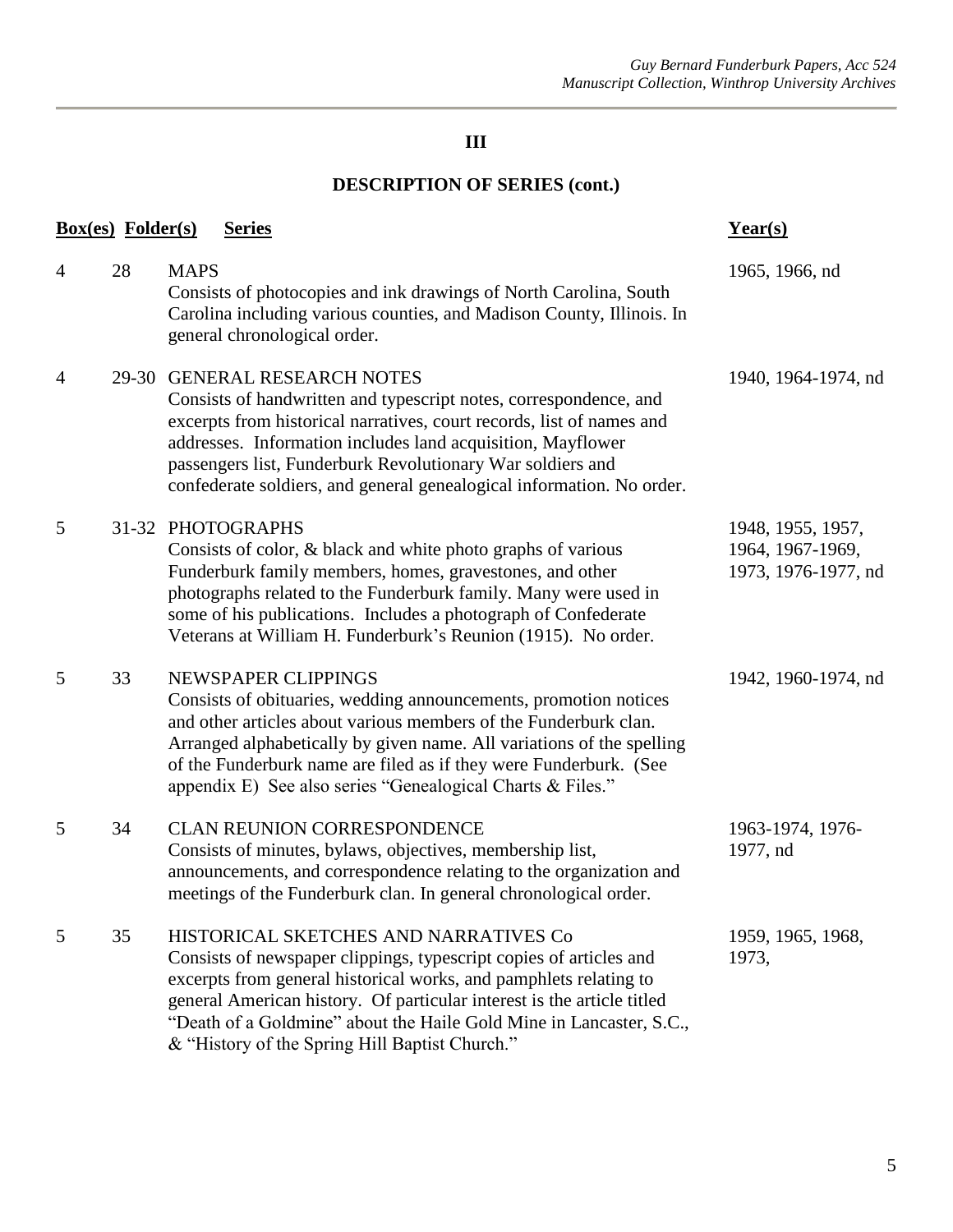## III

## DESCRIPTION OF SERIES (cont.)

| Box(es) | Folder(s) | Series | Year(s) |
|---|---|---|---|
| 4 | 28 | MAPS<br>Consists of photocopies and ink drawings of North Carolina, South Carolina including various counties, and Madison County, Illinois. In general chronological order. | 1965, 1966, nd |
| 4 | 29-30 | GENERAL RESEARCH NOTES<br>Consists of handwritten and typescript notes, correspondence, and excerpts from historical narratives, court records, list of names and addresses. Information includes land acquisition, Mayflower passengers list, Funderburk Revolutionary War soldiers and confederate soldiers, and general genealogical information. No order. | 1940, 1964-1974, nd |
| 5 | 31-32 | PHOTOGRAPHS<br>Consists of color, & black and white photo graphs of various Funderburk family members, homes, gravestones, and other photographs related to the Funderburk family. Many were used in some of his publications. Includes a photograph of Confederate Veterans at William H. Funderburk's Reunion (1915). No order. | 1948, 1955, 1957, 1964, 1967-1969, 1973, 1976-1977, nd |
| 5 | 33 | NEWSPAPER CLIPPINGS<br>Consists of obituaries, wedding announcements, promotion notices and other articles about various members of the Funderburk clan. Arranged alphabetically by given name. All variations of the spelling of the Funderburk name are filed as if they were Funderburk. (See appendix E) See also series "Genealogical Charts & Files." | 1942, 1960-1974, nd |
| 5 | 34 | CLAN REUNION CORRESPONDENCE<br>Consists of minutes, bylaws, objectives, membership list, announcements, and correspondence relating to the organization and meetings of the Funderburk clan. In general chronological order. | 1963-1974, 1976-1977, nd |
| 5 | 35 | HISTORICAL SKETCHES AND NARRATIVES Co<br>Consists of newspaper clippings, typescript copies of articles and excerpts from general historical works, and pamphlets relating to general American history. Of particular interest is the article titled "Death of a Goldmine" about the Haile Gold Mine in Lancaster, S.C., & "History of the Spring Hill Baptist Church." | 1959, 1965, 1968, 1973, |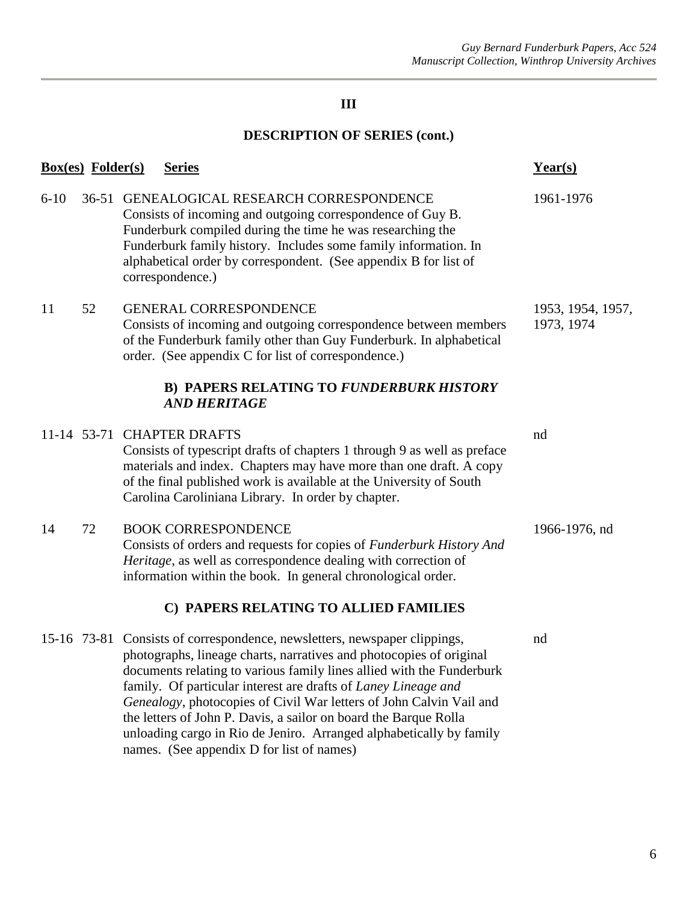## III

## DESCRIPTION OF SERIES (cont.)

| Box(es) | Folder(s) | Series | Year(s) |
|---|---|---|---|
| 6-10 | 36-51 | GENEALOGICAL RESEARCH CORRESPONDENCE<br>Consists of incoming and outgoing correspondence of Guy B. Funderburk compiled during the time he was researching the Funderburk family history. Includes some family information. In alphabetical order by correspondent. (See appendix B for list of correspondence.) | 1961-1976 |
| 11 | 52 | GENERAL CORRESPONDENCE<br>Consists of incoming and outgoing correspondence between members of the Funderburk family other than Guy Funderburk. In alphabetical order. (See appendix C for list of correspondence.) | 1953, 1954, 1957, 1973, 1974 |
| | | **B) PAPERS RELATING TO *FUNDERBURK HISTORY AND HERITAGE*** | |
| 11-14 | 53-71 | CHAPTER DRAFTS<br>Consists of typescript drafts of chapters 1 through 9 as well as preface materials and index. Chapters may have more than one draft. A copy of the final published work is available at the University of South Carolina Caroliniana Library. In order by chapter. | nd |
| 14 | 72 | BOOK CORRESPONDENCE<br>Consists of orders and requests for copies of *Funderburk History And Heritage*, as well as correspondence dealing with correction of information within the book. In general chronological order. | 1966-1976, nd |
| | | **C) PAPERS RELATING TO ALLIED FAMILIES** | |
| 15-16 | 73-81 | Consists of correspondence, newsletters, newspaper clippings, photographs, lineage charts, narratives and photocopies of original documents relating to various family lines allied with the Funderburk family. Of particular interest are drafts of *Laney Lineage and Genealogy*, photocopies of Civil War letters of John Calvin Vail and the letters of John P. Davis, a sailor on board the Barque Rolla unloading cargo in Rio de Jeniro. Arranged alphabetically by family names. (See appendix D for list of names) | nd |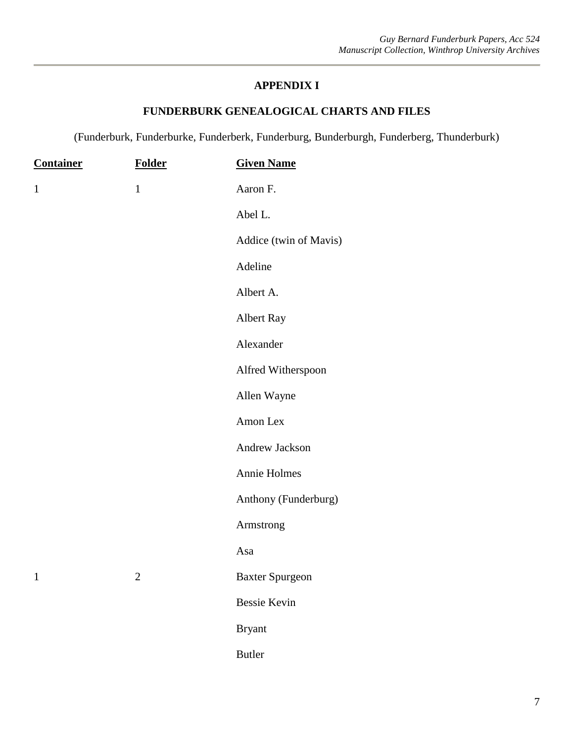## APPENDIX I

## FUNDERBURK GENEALOGICAL CHARTS AND FILES

(Funderburk, Funderburke, Funderberk, Funderburg, Bunderburgh, Funderberg, Thunderburk)

| Container | Folder | Given Name |
|---|---|---|
| 1 | 1 | Aaron F. |
| | | Abel L. |
| | | Addice (twin of Mavis) |
| | | Adeline |
| | | Albert A. |
| | | Albert Ray |
| | | Alexander |
| | | Alfred Witherspoon |
| | | Allen Wayne |
| | | Amon Lex |
| | | Andrew Jackson |
| | | Annie Holmes |
| | | Anthony (Funderburg) |
| | | Armstrong |
| | | Asa |
| 1 | 2 | Baxter Spurgeon |
| | | Bessie Kevin |
| | | Bryant |
| | | Butler |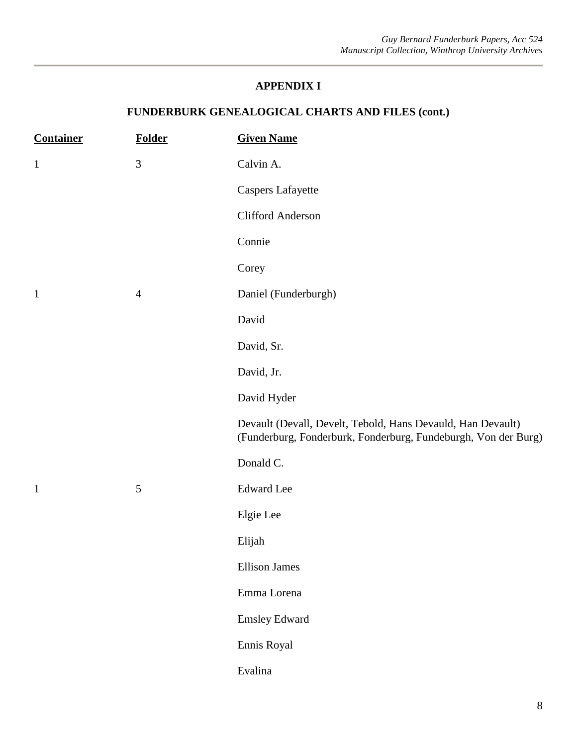## APPENDIX I

## FUNDERBURK GENEALOGICAL CHARTS AND FILES (cont.)

| Container | Folder | Given Name |
| --- | --- | --- |
| 1 | 3 | Calvin A. |
| | | Caspers Lafayette |
| | | Clifford Anderson |
| | | Connie |
| | | Corey |
| 1 | 4 | Daniel (Funderburgh) |
| | | David |
| | | David, Sr. |
| | | David, Jr. |
| | | David Hyder |
| | | Devault (Devall, Develt, Tebold, Hans Devauld, Han Devault) (Funderburg, Fonderburk, Fonderburg, Fundeburgh, Von der Burg) |
| | | Donald C. |
| 1 | 5 | Edward Lee |
| | | Elgie Lee |
| | | Elijah |
| | | Ellison James |
| | | Emma Lorena |
| | | Emsley Edward |
| | | Ennis Royal |
| | | Evalina |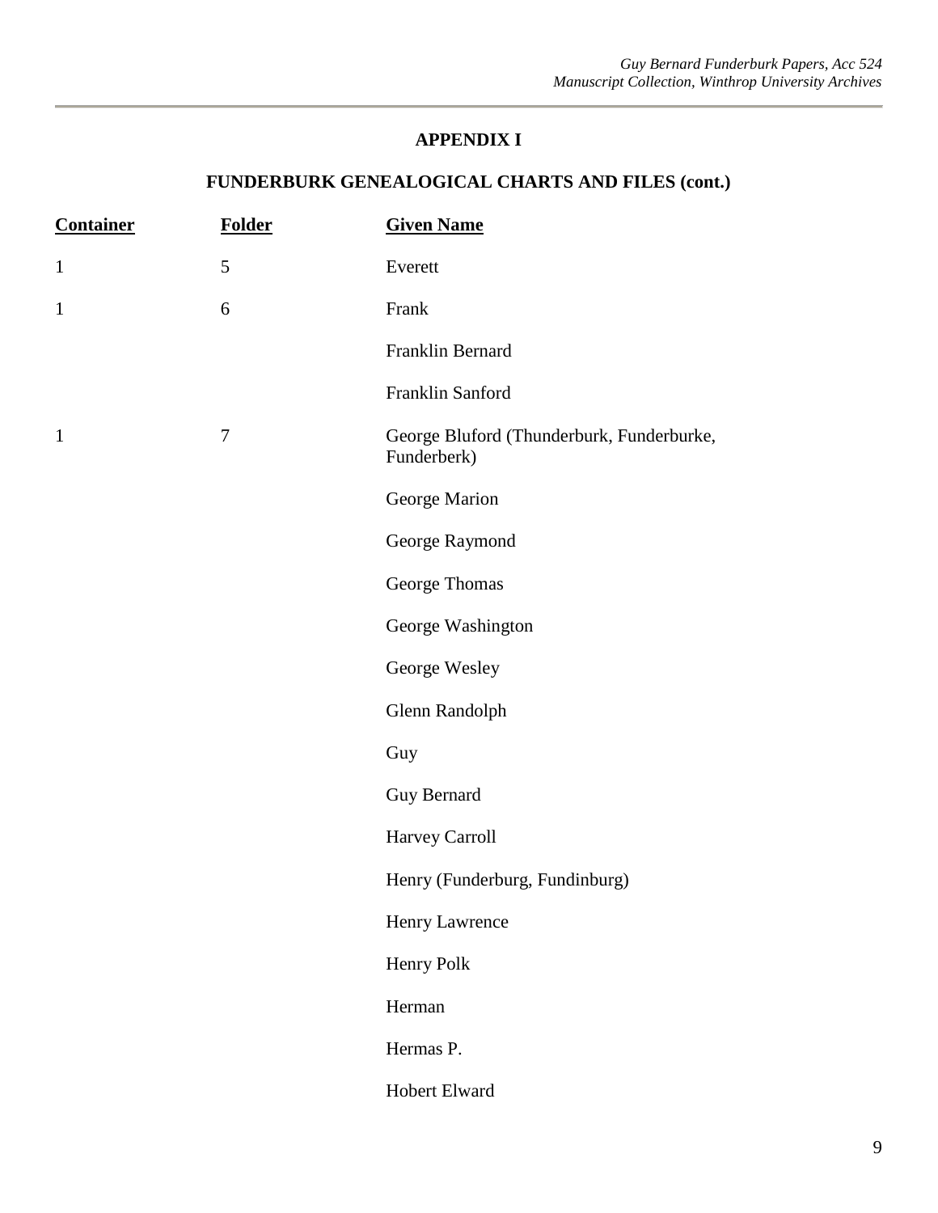## APPENDIX I

## FUNDERBURK GENEALOGICAL CHARTS AND FILES (cont.)

| Container | Folder | Given Name |
| --- | --- | --- |
| 1 | 5 | Everett |
| 1 | 6 | Frank |
| | | Franklin Bernard |
| | | Franklin Sanford |
| 1 | 7 | George Bluford (Thunderburk, Funderburke, Funderberk) |
| | | George Marion |
| | | George Raymond |
| | | George Thomas |
| | | George Washington |
| | | George Wesley |
| | | Glenn Randolph |
| | | Guy |
| | | Guy Bernard |
| | | Harvey Carroll |
| | | Henry (Funderburg, Fundinburg) |
| | | Henry Lawrence |
| | | Henry Polk |
| | | Herman |
| | | Hermas P. |
| | | Hobert Elward |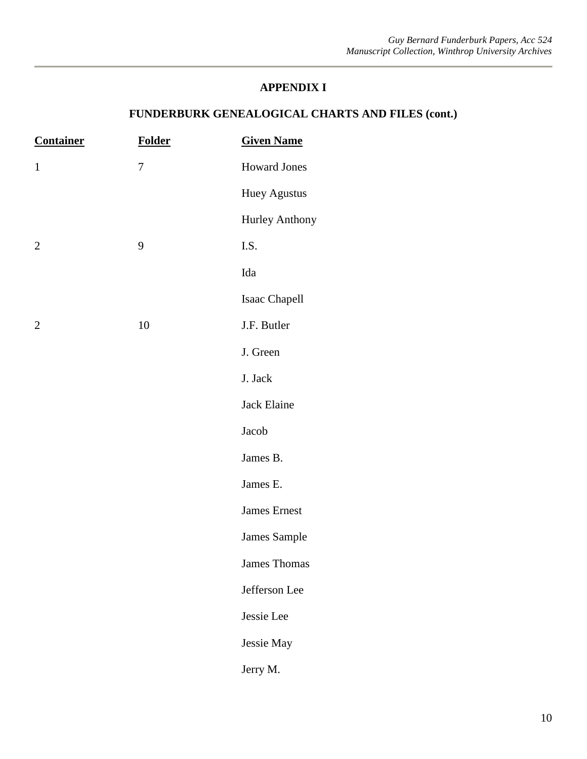**APPENDIX I**

**FUNDERBURK GENEALOGICAL CHARTS AND FILES (cont.)**

| Container | Folder | Given Name |
|---|---|---|
| 1 | 7 | Howard Jones |
| | | Huey Agustus |
| | | Hurley Anthony |
| 2 | 9 | I.S. |
| | | Ida |
| | | Isaac Chapell |
| 2 | 10 | J.F. Butler |
| | | J. Green |
| | | J. Jack |
| | | Jack Elaine |
| | | Jacob |
| | | James B. |
| | | James E. |
| | | James Ernest |
| | | James Sample |
| | | James Thomas |
| | | Jefferson Lee |
| | | Jessie Lee |
| | | Jessie May |
| | | Jerry M. |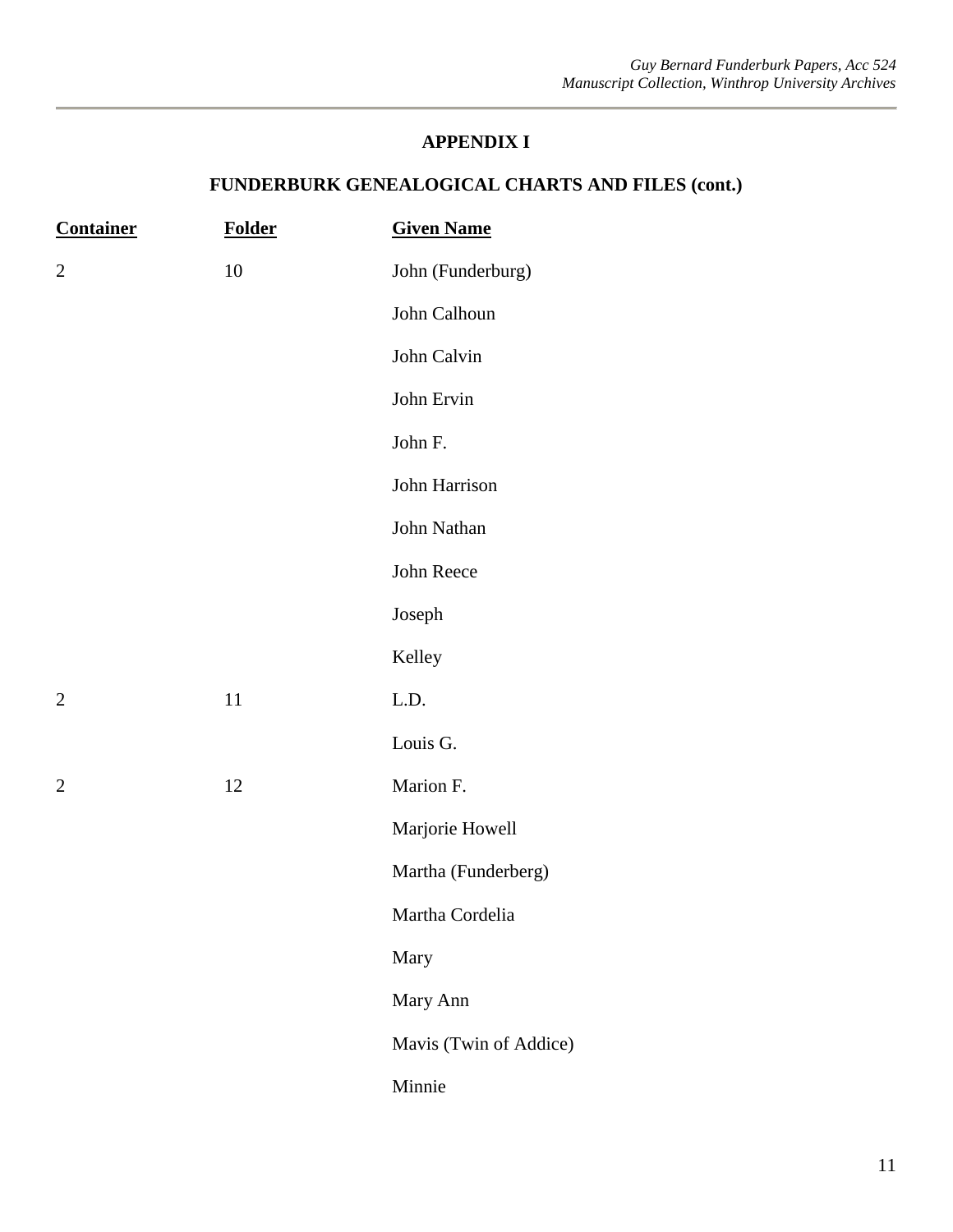## APPENDIX I

## FUNDERBURK GENEALOGICAL CHARTS AND FILES (cont.)

| Container | Folder | Given Name |
|---|---|---|
| 2 | 10 | John (Funderburg) |
| | | John Calhoun |
| | | John Calvin |
| | | John Ervin |
| | | John F. |
| | | John Harrison |
| | | John Nathan |
| | | John Reece |
| | | Joseph |
| | | Kelley |
| 2 | 11 | L.D. |
| | | Louis G. |
| 2 | 12 | Marion F. |
| | | Marjorie Howell |
| | | Martha (Funderberg) |
| | | Martha Cordelia |
| | | Mary |
| | | Mary Ann |
| | | Mavis (Twin of Addice) |
| | | Minnie |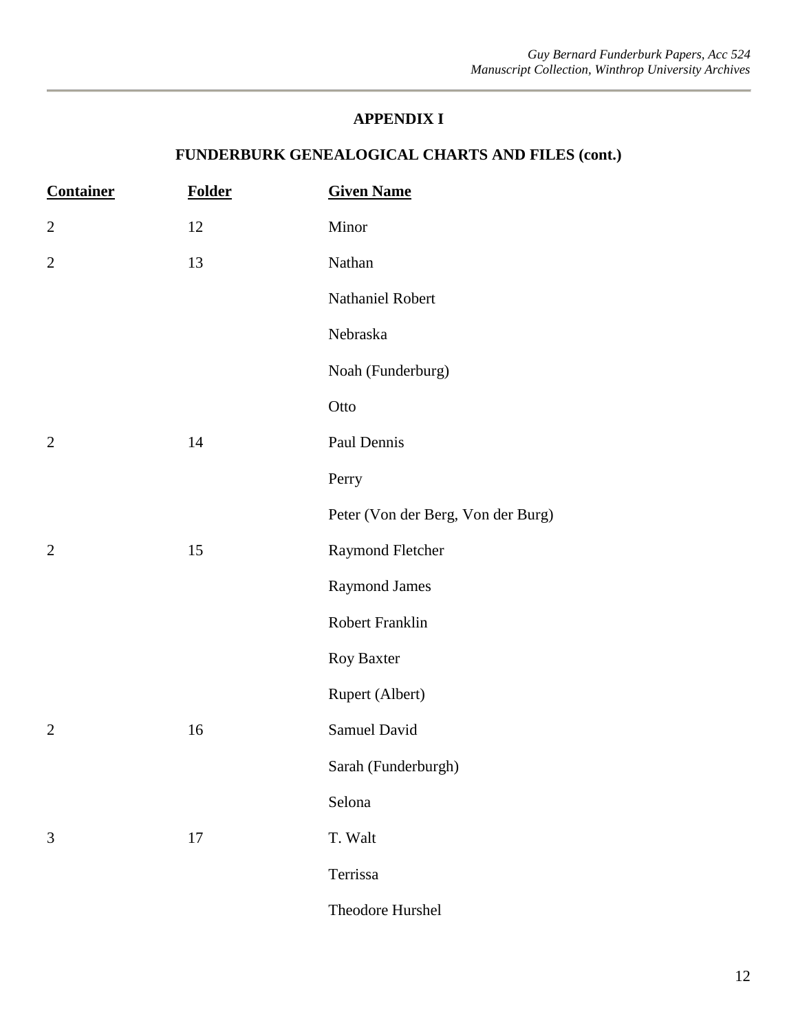## APPENDIX I

## FUNDERBURK GENEALOGICAL CHARTS AND FILES (cont.)

| Container | Folder | Given Name |
|---|---|---|
| 2 | 12 | Minor |
| 2 | 13 | Nathan |
| | | Nathaniel Robert |
| | | Nebraska |
| | | Noah (Funderburg) |
| | | Otto |
| 2 | 14 | Paul Dennis |
| | | Perry |
| | | Peter (Von der Berg, Von der Burg) |
| 2 | 15 | Raymond Fletcher |
| | | Raymond James |
| | | Robert Franklin |
| | | Roy Baxter |
| | | Rupert (Albert) |
| 2 | 16 | Samuel David |
| | | Sarah (Funderburgh) |
| | | Selona |
| 3 | 17 | T. Walt |
| | | Terrissa |
| | | Theodore Hurshel |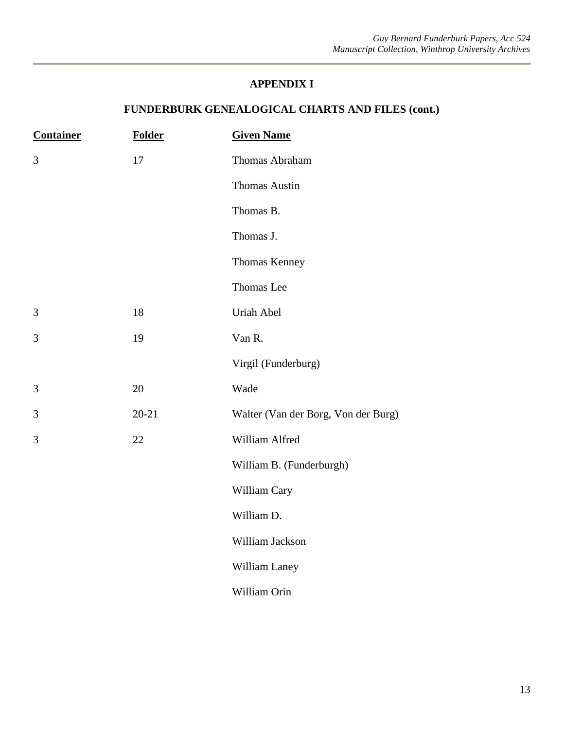## APPENDIX I

## FUNDERBURK GENEALOGICAL CHARTS AND FILES (cont.)

| Container | Folder | Given Name |
| --- | --- | --- |
| 3 | 17 | Thomas Abraham |
| | | Thomas Austin |
| | | Thomas B. |
| | | Thomas J. |
| | | Thomas Kenney |
| | | Thomas Lee |
| 3 | 18 | Uriah Abel |
| 3 | 19 | Van R. |
| | | Virgil (Funderburg) |
| 3 | 20 | Wade |
| 3 | 20-21 | Walter (Van der Borg, Von der Burg) |
| 3 | 22 | William Alfred |
| | | William B. (Funderburgh) |
| | | William Cary |
| | | William D. |
| | | William Jackson |
| | | William Laney |
| | | William Orin |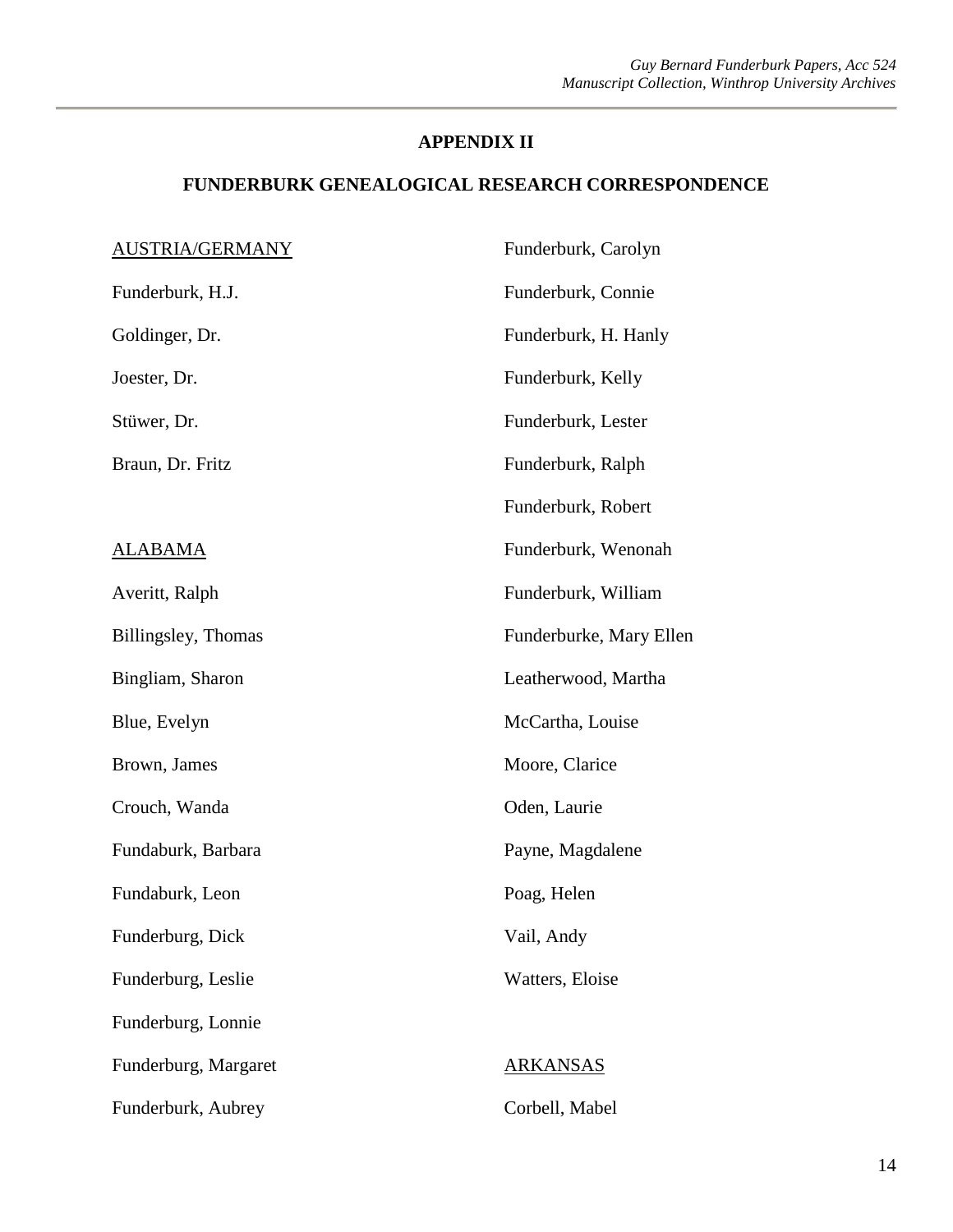## APPENDIX II

## FUNDERBURK GENEALOGICAL RESEARCH CORRESPONDENCE

<u>AUSTRIA/GERMANY</u>

Funderburk, H.J.

Goldinger, Dr.

Joester, Dr.

Stüwer, Dr.

Braun, Dr. Fritz

<u>ALABAMA</u>

Averitt, Ralph

Billingsley, Thomas

Bingliam, Sharon

Blue, Evelyn

Brown, James

Crouch, Wanda

Fundaburk, Barbara

Fundaburk, Leon

Funderburg, Dick

Funderburg, Leslie

Funderburg, Lonnie

Funderburg, Margaret

Funderburk, Aubrey

Funderburk, Carolyn

Funderburk, Connie

Funderburk, H. Hanly

Funderburk, Kelly

Funderburk, Lester

Funderburk, Ralph

Funderburk, Robert

Funderburk, Wenonah

Funderburk, William

Funderburke, Mary Ellen

Leatherwood, Martha

McCartha, Louise

Moore, Clarice

Oden, Laurie

Payne, Magdalene

Poag, Helen

Vail, Andy

Watters, Eloise

<u>ARKANSAS</u>

Corbell, Mabel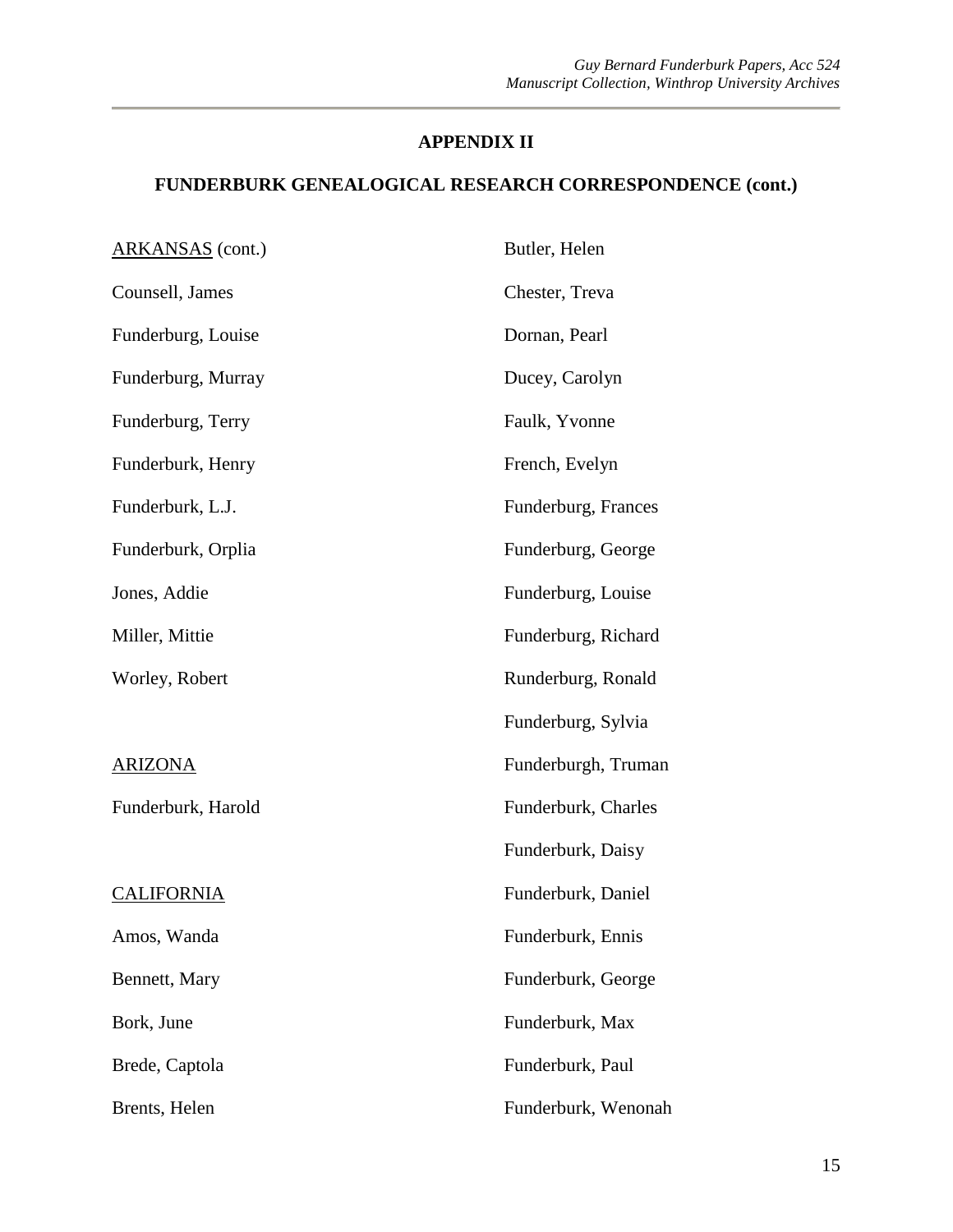## APPENDIX II

## FUNDERBURK GENEALOGICAL RESEARCH CORRESPONDENCE (cont.)

ARKANSAS (cont.)

Counsell, James

Funderburg, Louise

Funderburg, Murray

Funderburg, Terry

Funderburk, Henry

Funderburk, L.J.

Funderburk, Orplia

Jones, Addie

Miller, Mittie

Worley, Robert

ARIZONA

Funderburk, Harold

CALIFORNIA

Amos, Wanda

Bennett, Mary

Bork, June

Brede, Captola

Brents, Helen

Butler, Helen

Chester, Treva

Dornan, Pearl

Ducey, Carolyn

Faulk, Yvonne

French, Evelyn

Funderburg, Frances

Funderburg, George

Funderburg, Louise

Funderburg, Richard

Runderburg, Ronald

Funderburg, Sylvia

Funderburgh, Truman

Funderburk, Charles

Funderburk, Daisy

Funderburk, Daniel

Funderburk, Ennis

Funderburk, George

Funderburk, Max

Funderburk, Paul

Funderburk, Wenonah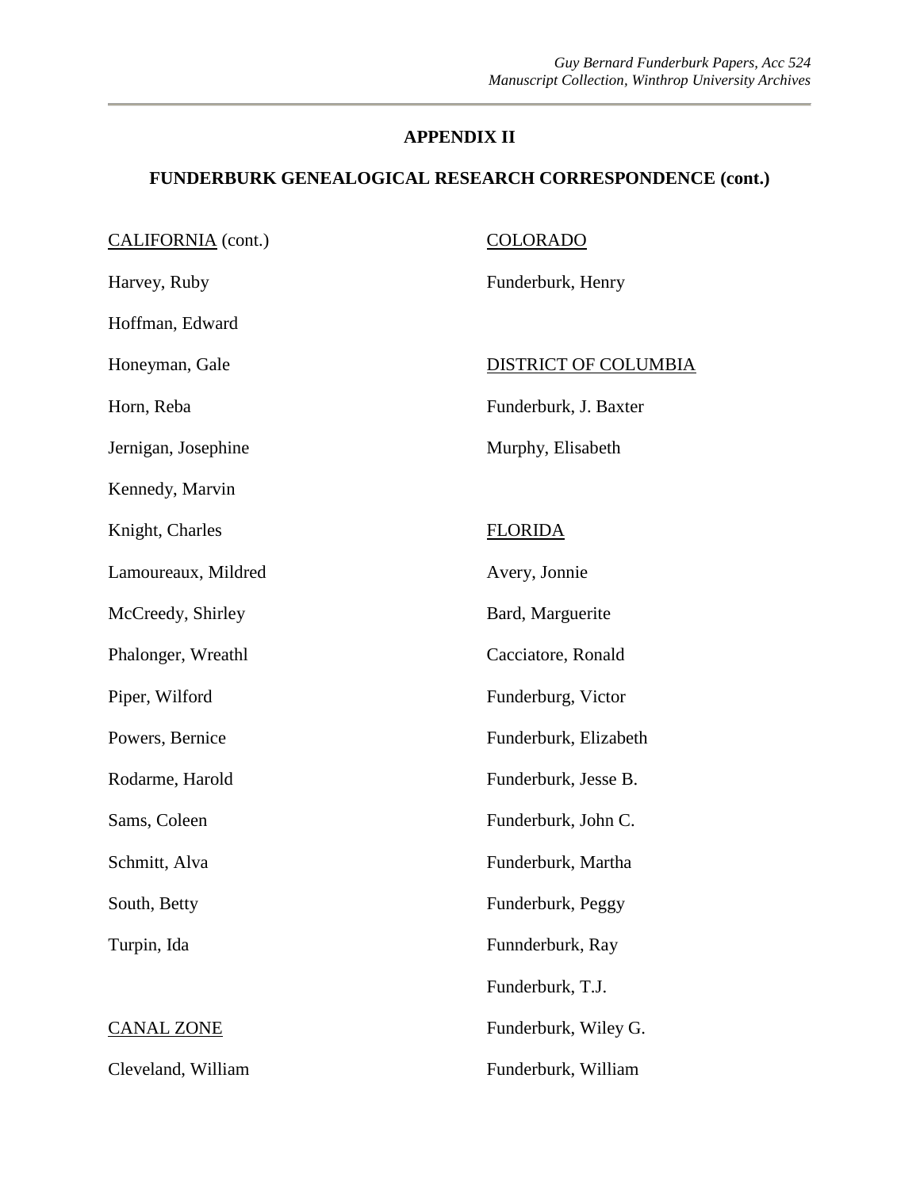## APPENDIX II

## FUNDERBURK GENEALOGICAL RESEARCH CORRESPONDENCE (cont.)

CALIFORNIA (cont.)

Harvey, Ruby

Hoffman, Edward

Honeyman, Gale

Horn, Reba

Jernigan, Josephine

Kennedy, Marvin

Knight, Charles

Lamoureaux, Mildred

McCreedy, Shirley

Phalonger, Wreathl

Piper, Wilford

Powers, Bernice

Rodarme, Harold

Sams, Coleen

Schmitt, Alva

South, Betty

Turpin, Ida

CANAL ZONE

Cleveland, William

COLORADO

Funderburk, Henry

DISTRICT OF COLUMBIA

Funderburk, J. Baxter

Murphy, Elisabeth

FLORIDA

Avery, Jonnie

Bard, Marguerite

Cacciatore, Ronald

Funderburg, Victor

Funderburk, Elizabeth

Funderburk, Jesse B.

Funderburk, John C.

Funderburk, Martha

Funderburk, Peggy

Funnderburk, Ray

Funderburk, T.J.

Funderburk, Wiley G.

Funderburk, William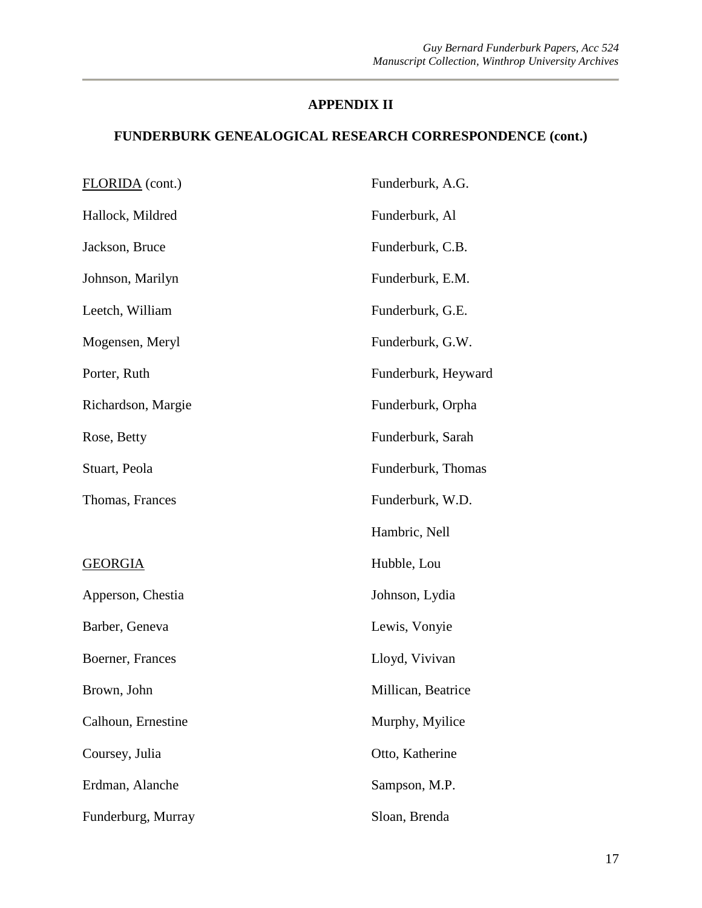## APPENDIX II

## FUNDERBURK GENEALOGICAL RESEARCH CORRESPONDENCE (cont.)

FLORIDA (cont.)

Hallock, Mildred

Jackson, Bruce

Johnson, Marilyn

Leetch, William

Mogensen, Meryl

Porter, Ruth

Richardson, Margie

Rose, Betty

Stuart, Peola

Thomas, Frances

GEORGIA

Apperson, Chestia

Barber, Geneva

Boerner, Frances

Brown, John

Calhoun, Ernestine

Coursey, Julia

Erdman, Alanche

Funderburg, Murray

Funderburk, A.G.

Funderburk, Al

Funderburk, C.B.

Funderburk, E.M.

Funderburk, G.E.

Funderburk, G.W.

Funderburk, Heyward

Funderburk, Orpha

Funderburk, Sarah

Funderburk, Thomas

Funderburk, W.D.

Hambric, Nell

Hubble, Lou

Johnson, Lydia

Lewis, Vonyie

Lloyd, Vivivan

Millican, Beatrice

Murphy, Myilice

Otto, Katherine

Sampson, M.P.

Sloan, Brenda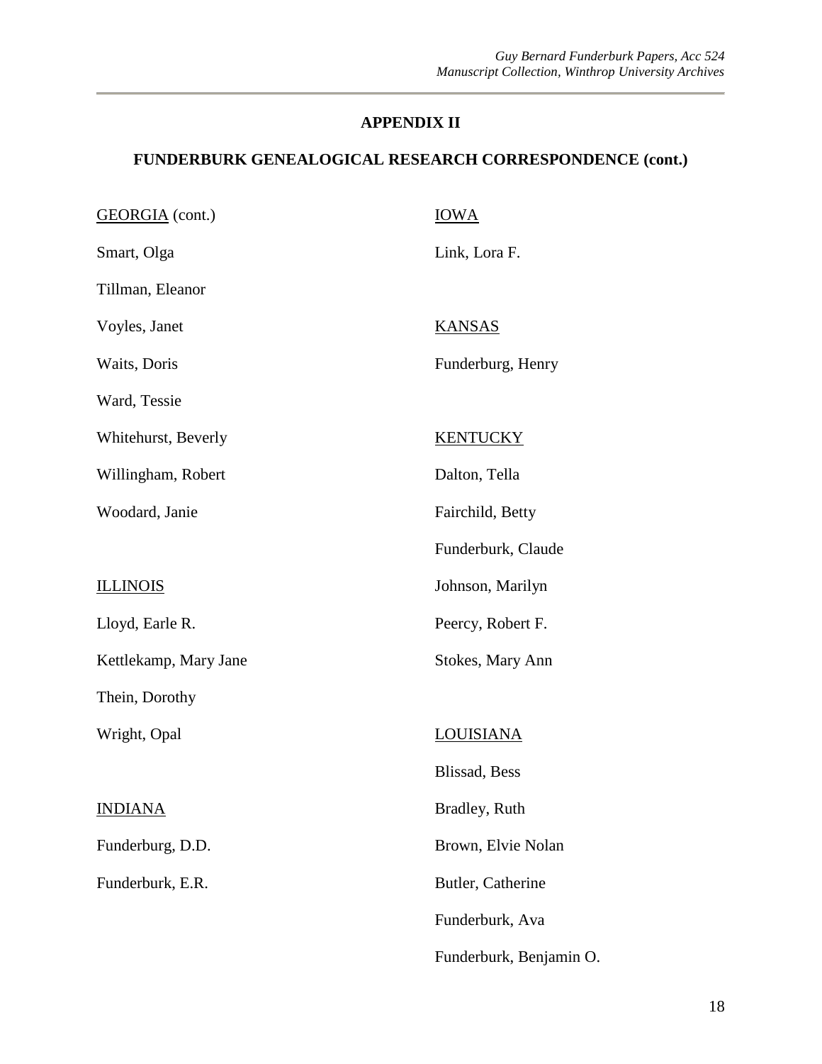## APPENDIX II

## FUNDERBURK GENEALOGICAL RESEARCH CORRESPONDENCE (cont.)

GEORGIA (cont.)

Smart, Olga

Tillman, Eleanor

Voyles, Janet

Waits, Doris

Ward, Tessie

Whitehurst, Beverly

Willingham, Robert

Woodard, Janie

ILLINOIS

Lloyd, Earle R.

Kettlekamp, Mary Jane

Thein, Dorothy

Wright, Opal

INDIANA

Funderburg, D.D.

Funderburk, E.R.

IOWA

Link, Lora F.

KANSAS

Funderburg, Henry

KENTUCKY

Dalton, Tella

Fairchild, Betty

Funderburk, Claude

Johnson, Marilyn

Peercy, Robert F.

Stokes, Mary Ann

LOUISIANA

Blissad, Bess

Bradley, Ruth

Brown, Elvie Nolan

Butler, Catherine

Funderburk, Ava

Funderburk, Benjamin O.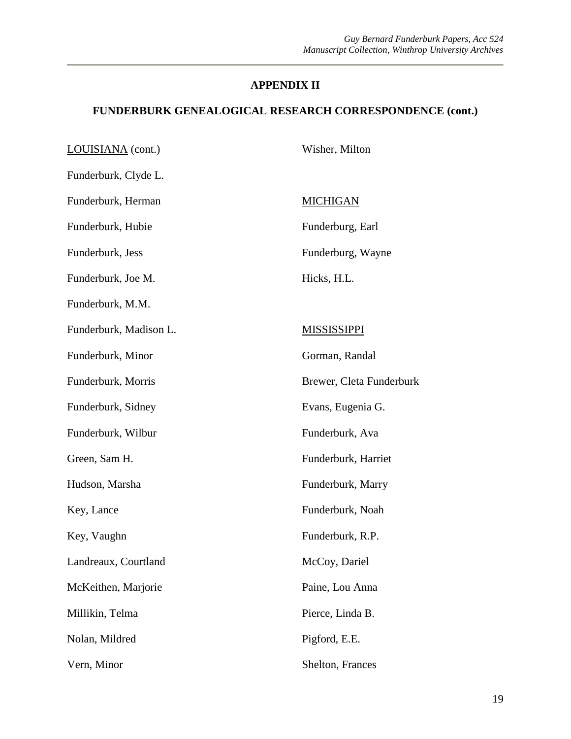**APPENDIX II**

**FUNDERBURK GENEALOGICAL RESEARCH CORRESPONDENCE (cont.)**

LOUISIANA (cont.)

Funderburk, Clyde L.

Funderburk, Herman

Funderburk, Hubie

Funderburk, Jess

Funderburk, Joe M.

Funderburk, M.M.

Funderburk, Madison L.

Funderburk, Minor

Funderburk, Morris

Funderburk, Sidney

Funderburk, Wilbur

Green, Sam H.

Hudson, Marsha

Key, Lance

Key, Vaughn

Landreaux, Courtland

McKeithen, Marjorie

Millikin, Telma

Nolan, Mildred

Vern, Minor

Wisher, Milton

MICHIGAN

Funderburg, Earl

Funderburg, Wayne

Hicks, H.L.

MISSISSIPPI

Gorman, Randal

Brewer, Cleta Funderburk

Evans, Eugenia G.

Funderburk, Ava

Funderburk, Harriet

Funderburk, Marry

Funderburk, Noah

Funderburk, R.P.

McCoy, Dariel

Paine, Lou Anna

Pierce, Linda B.

Pigford, E.E.

Shelton, Frances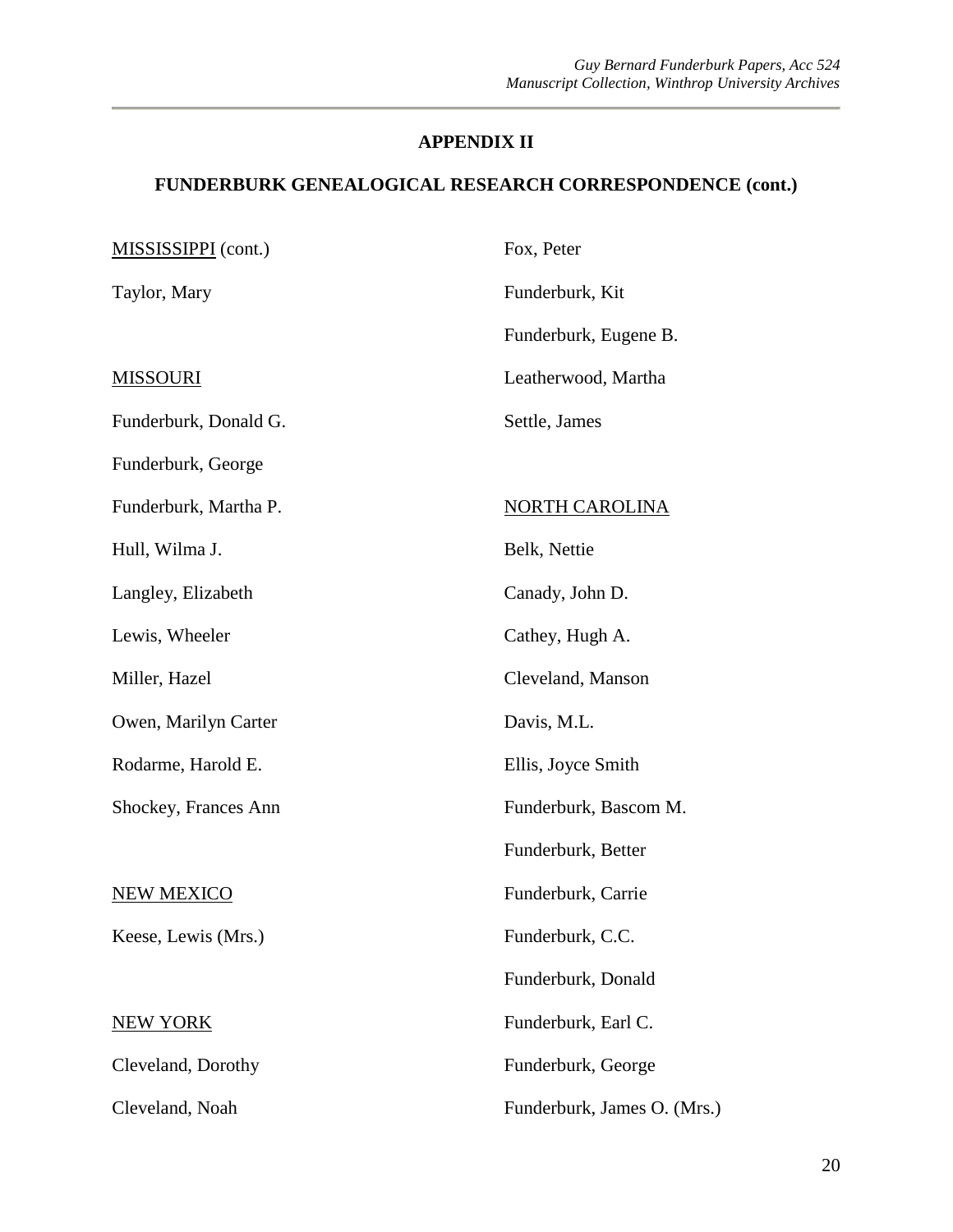## APPENDIX II

## FUNDERBURK GENEALOGICAL RESEARCH CORRESPONDENCE (cont.)

MISSISSIPPI (cont.)

Taylor, Mary

MISSOURI

Funderburk, Donald G.

Funderburk, George

Funderburk, Martha P.

Hull, Wilma J.

Langley, Elizabeth

Lewis, Wheeler

Miller, Hazel

Owen, Marilyn Carter

Rodarme, Harold E.

Shockey, Frances Ann

NEW MEXICO

Keese, Lewis (Mrs.)

NEW YORK

Cleveland, Dorothy

Cleveland, Noah

Fox, Peter

Funderburk, Kit

Funderburk, Eugene B.

Leatherwood, Martha

Settle, James

NORTH CAROLINA

Belk, Nettie

Canady, John D.

Cathey, Hugh A.

Cleveland, Manson

Davis, M.L.

Ellis, Joyce Smith

Funderburk, Bascom M.

Funderburk, Better

Funderburk, Carrie

Funderburk, C.C.

Funderburk, Donald

Funderburk, Earl C.

Funderburk, George

Funderburk, James O. (Mrs.)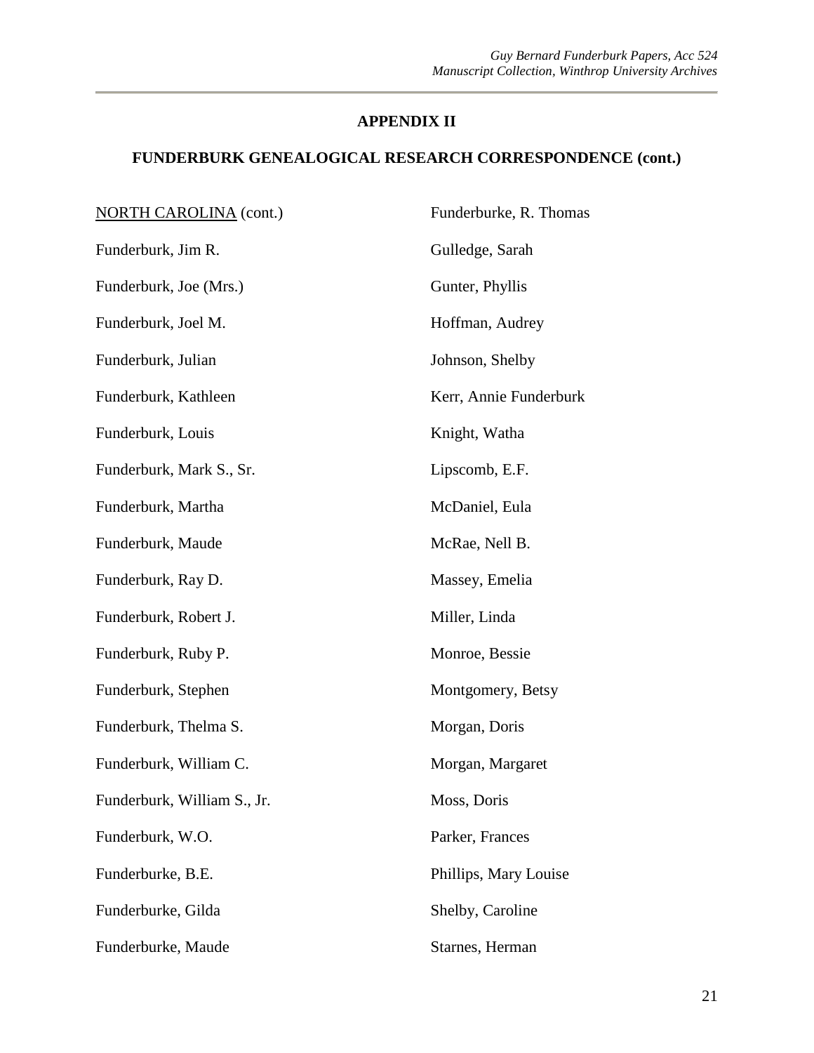**APPENDIX II**

**FUNDERBURK GENEALOGICAL RESEARCH CORRESPONDENCE (cont.)**

NORTH CAROLINA (cont.)

Funderburk, Jim R.

Funderburk, Joe (Mrs.)

Funderburk, Joel M.

Funderburk, Julian

Funderburk, Kathleen

Funderburk, Louis

Funderburk, Mark S., Sr.

Funderburk, Martha

Funderburk, Maude

Funderburk, Ray D.

Funderburk, Robert J.

Funderburk, Ruby P.

Funderburk, Stephen

Funderburk, Thelma S.

Funderburk, William C.

Funderburk, William S., Jr.

Funderburk, W.O.

Funderburke, B.E.

Funderburke, Gilda

Funderburke, Maude

Funderburke, R. Thomas

Gulledge, Sarah

Gunter, Phyllis

Hoffman, Audrey

Johnson, Shelby

Kerr, Annie Funderburk

Knight, Watha

Lipscomb, E.F.

McDaniel, Eula

McRae, Nell B.

Massey, Emelia

Miller, Linda

Monroe, Bessie

Montgomery, Betsy

Morgan, Doris

Morgan, Margaret

Moss, Doris

Parker, Frances

Phillips, Mary Louise

Shelby, Caroline

Starnes, Herman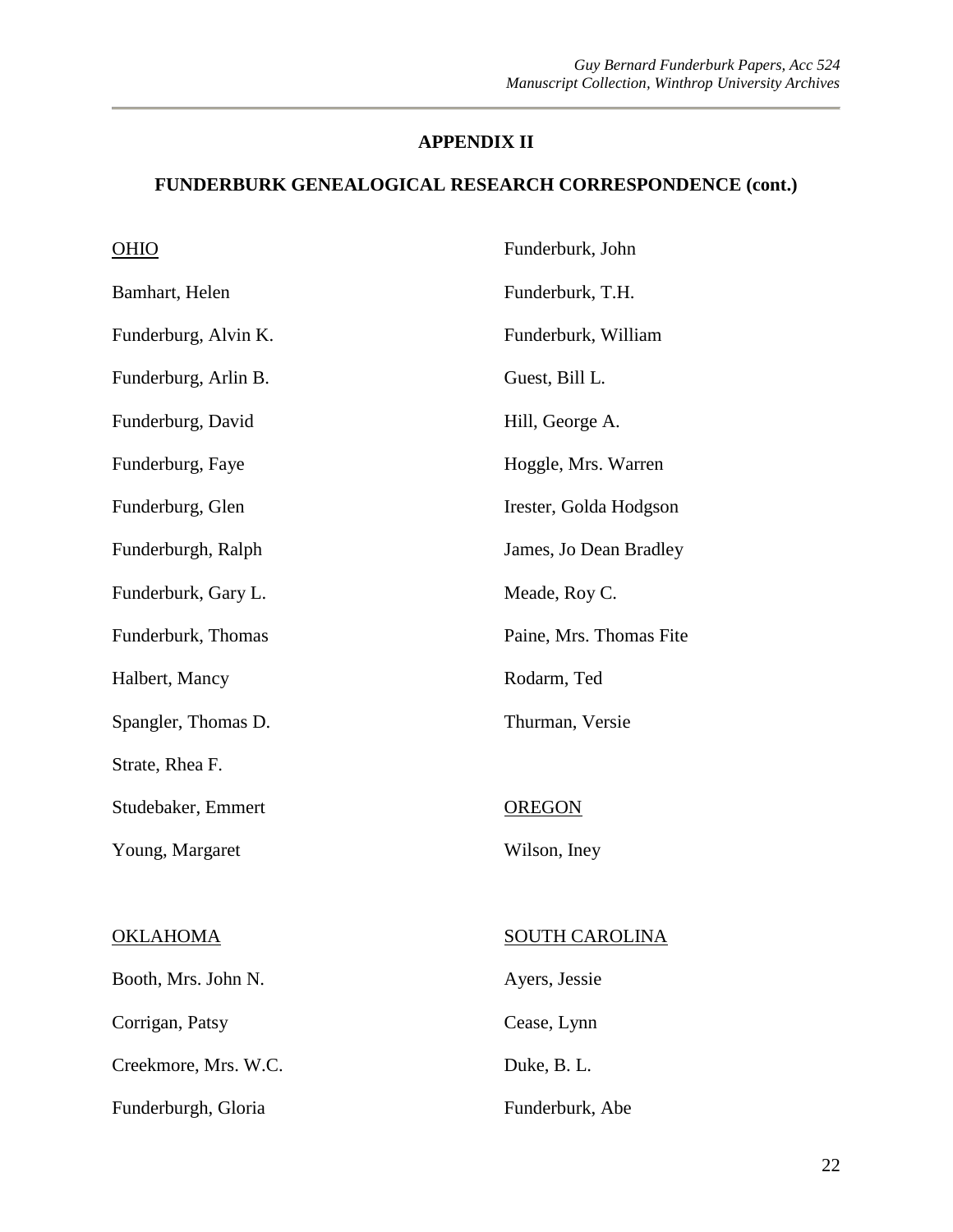## APPENDIX II

## FUNDERBURK GENEALOGICAL RESEARCH CORRESPONDENCE (cont.)

OHIO

Bamhart, Helen

Funderburg, Alvin K.

Funderburg, Arlin B.

Funderburg, David

Funderburg, Faye

Funderburg, Glen

Funderburgh, Ralph

Funderburk, Gary L.

Funderburk, Thomas

Halbert, Mancy

Spangler, Thomas D.

Strate, Rhea F.

Studebaker, Emmert

Young, Margaret

OKLAHOMA

Booth, Mrs. John N.

Corrigan, Patsy

Creekmore, Mrs. W.C.

Funderburgh, Gloria

Funderburk, John

Funderburk, T.H.

Funderburk, William

Guest, Bill L.

Hill, George A.

Hoggle, Mrs. Warren

Irester, Golda Hodgson

James, Jo Dean Bradley

Meade, Roy C.

Paine, Mrs. Thomas Fite

Rodarm, Ted

Thurman, Versie

OREGON

Wilson, Iney

SOUTH CAROLINA

Ayers, Jessie

Cease, Lynn

Duke, B. L.

Funderburk, Abe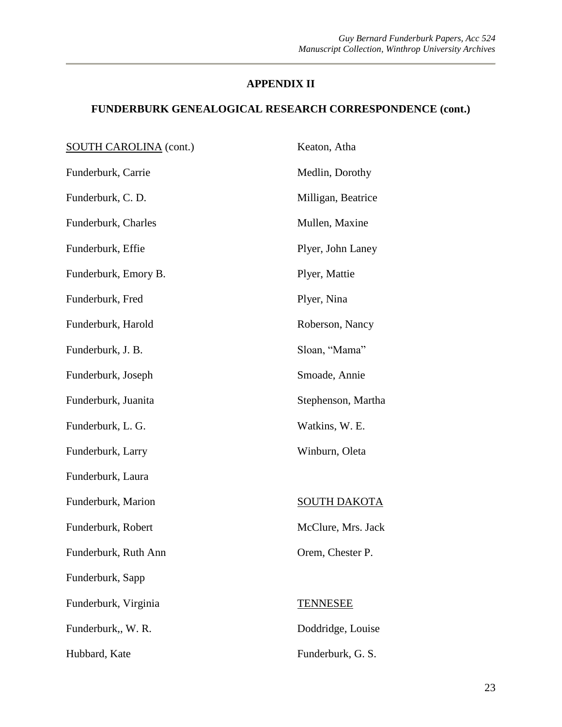## APPENDIX II

## FUNDERBURK GENEALOGICAL RESEARCH CORRESPONDENCE (cont.)

SOUTH CAROLINA (cont.)

Funderburk, Carrie

Funderburk, C. D.

Funderburk, Charles

Funderburk, Effie

Funderburk, Emory B.

Funderburk, Fred

Funderburk, Harold

Funderburk, J. B.

Funderburk, Joseph

Funderburk, Juanita

Funderburk, L. G.

Funderburk, Larry

Funderburk, Laura

Funderburk, Marion

Funderburk, Robert

Funderburk, Ruth Ann

Funderburk, Sapp

Funderburk, Virginia

Funderburk,, W. R.

Hubbard, Kate

Keaton, Atha

Medlin, Dorothy

Milligan, Beatrice

Mullen, Maxine

Plyer, John Laney

Plyer, Mattie

Plyer, Nina

Roberson, Nancy

Sloan, "Mama"

Smoade, Annie

Stephenson, Martha

Watkins, W. E.

Winburn, Oleta

SOUTH DAKOTA

McClure, Mrs. Jack

Orem, Chester P.

TENNESEE

Doddridge, Louise

Funderburk, G. S.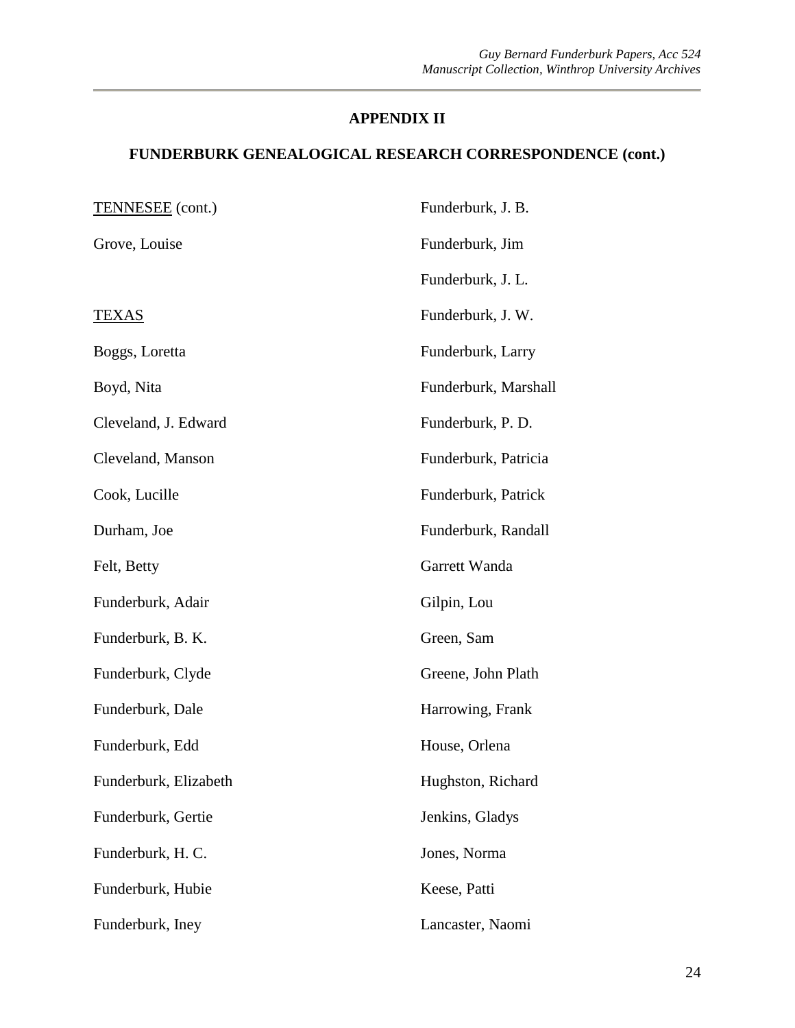## APPENDIX II

## FUNDERBURK GENEALOGICAL RESEARCH CORRESPONDENCE (cont.)

TENNESEE (cont.)

Grove, Louise

TEXAS

Boggs, Loretta

Boyd, Nita

Cleveland, J. Edward

Cleveland, Manson

Cook, Lucille

Durham, Joe

Felt, Betty

Funderburk, Adair

Funderburk, B. K.

Funderburk, Clyde

Funderburk, Dale

Funderburk, Edd

Funderburk, Elizabeth

Funderburk, Gertie

Funderburk, H. C.

Funderburk, Hubie

Funderburk, Iney

Funderburk, J. B.

Funderburk, Jim

Funderburk, J. L.

Funderburk, J. W.

Funderburk, Larry

Funderburk, Marshall

Funderburk, P. D.

Funderburk, Patricia

Funderburk, Patrick

Funderburk, Randall

Garrett Wanda

Gilpin, Lou

Green, Sam

Greene, John Plath

Harrowing, Frank

House, Orlena

Hughston, Richard

Jenkins, Gladys

Jones, Norma

Keese, Patti

Lancaster, Naomi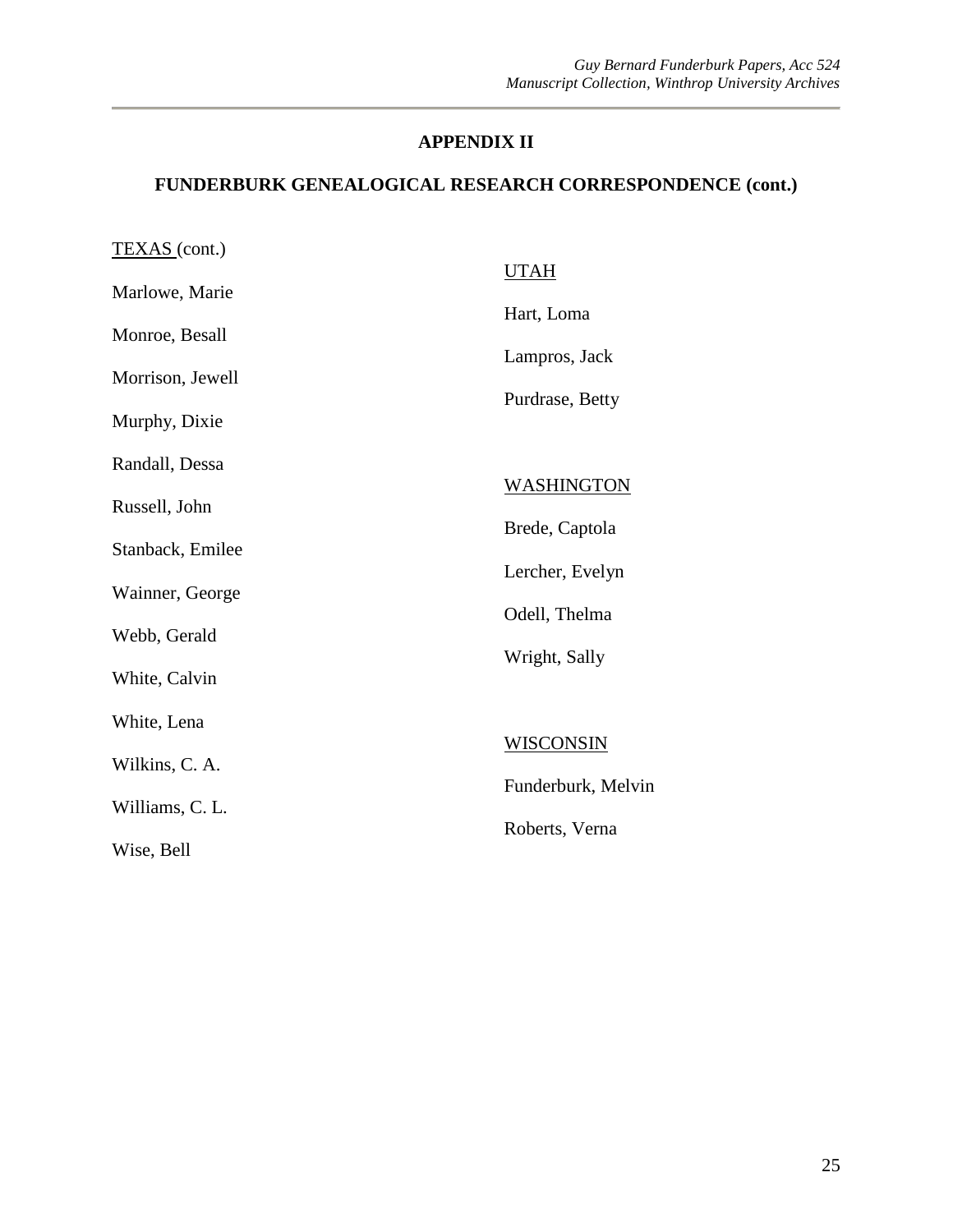## APPENDIX II

## FUNDERBURK GENEALOGICAL RESEARCH CORRESPONDENCE (cont.)

TEXAS (cont.)

Marlowe, Marie

Monroe, Besall

Morrison, Jewell

Murphy, Dixie

Randall, Dessa

Russell, John

Stanback, Emilee

Wainner, George

Webb, Gerald

White, Calvin

White, Lena

Wilkins, C. A.

Williams, C. L.

Wise, Bell

UTAH

Hart, Loma

Lampros, Jack

Purdrase, Betty

WASHINGTON

Brede, Captola

Lercher, Evelyn

Odell, Thelma

Wright, Sally

WISCONSIN

Funderburk, Melvin

Roberts, Verna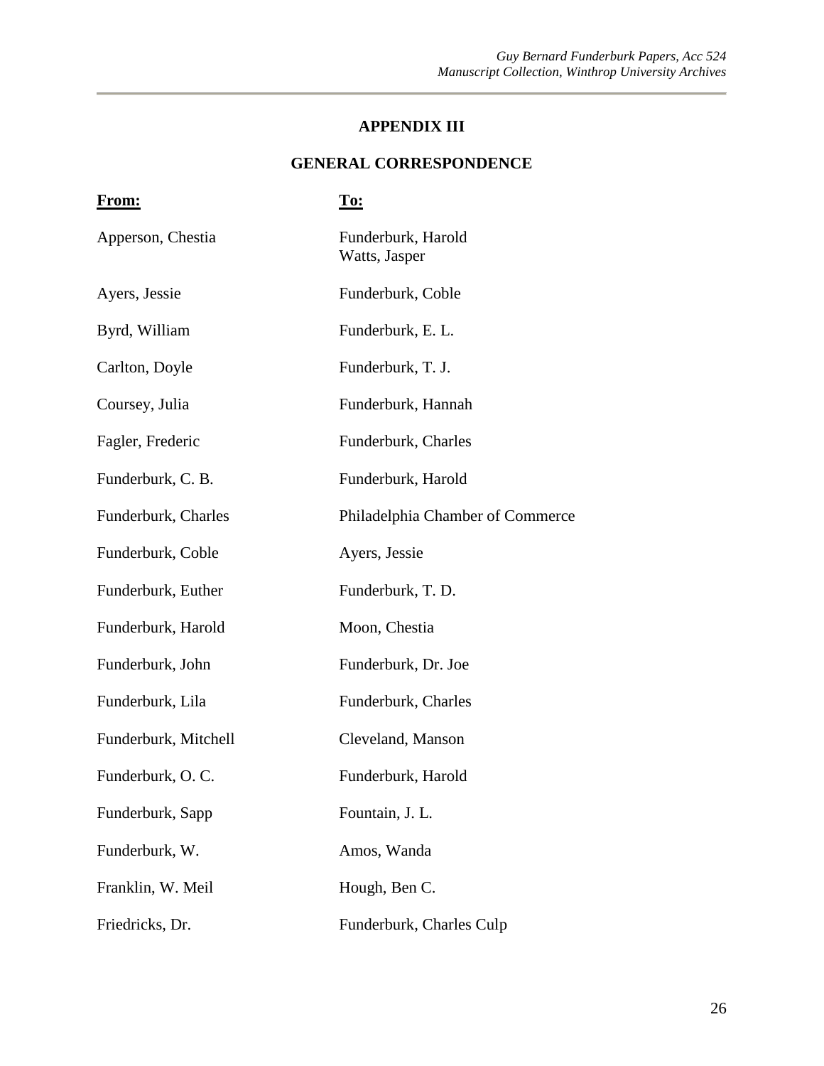## APPENDIX III

## GENERAL CORRESPONDENCE

| **From:** | **To:** |
|---|---|
| Apperson, Chestia | Funderburk, Harold<br>Watts, Jasper |
| Ayers, Jessie | Funderburk, Coble |
| Byrd, William | Funderburk, E. L. |
| Carlton, Doyle | Funderburk, T. J. |
| Coursey, Julia | Funderburk, Hannah |
| Fagler, Frederic | Funderburk, Charles |
| Funderburk, C. B. | Funderburk, Harold |
| Funderburk, Charles | Philadelphia Chamber of Commerce |
| Funderburk, Coble | Ayers, Jessie |
| Funderburk, Euther | Funderburk, T. D. |
| Funderburk, Harold | Moon, Chestia |
| Funderburk, John | Funderburk, Dr. Joe |
| Funderburk, Lila | Funderburk, Charles |
| Funderburk, Mitchell | Cleveland, Manson |
| Funderburk, O. C. | Funderburk, Harold |
| Funderburk, Sapp | Fountain, J. L. |
| Funderburk, W. | Amos, Wanda |
| Franklin, W. Meil | Hough, Ben C. |
| Friedricks, Dr. | Funderburk, Charles Culp |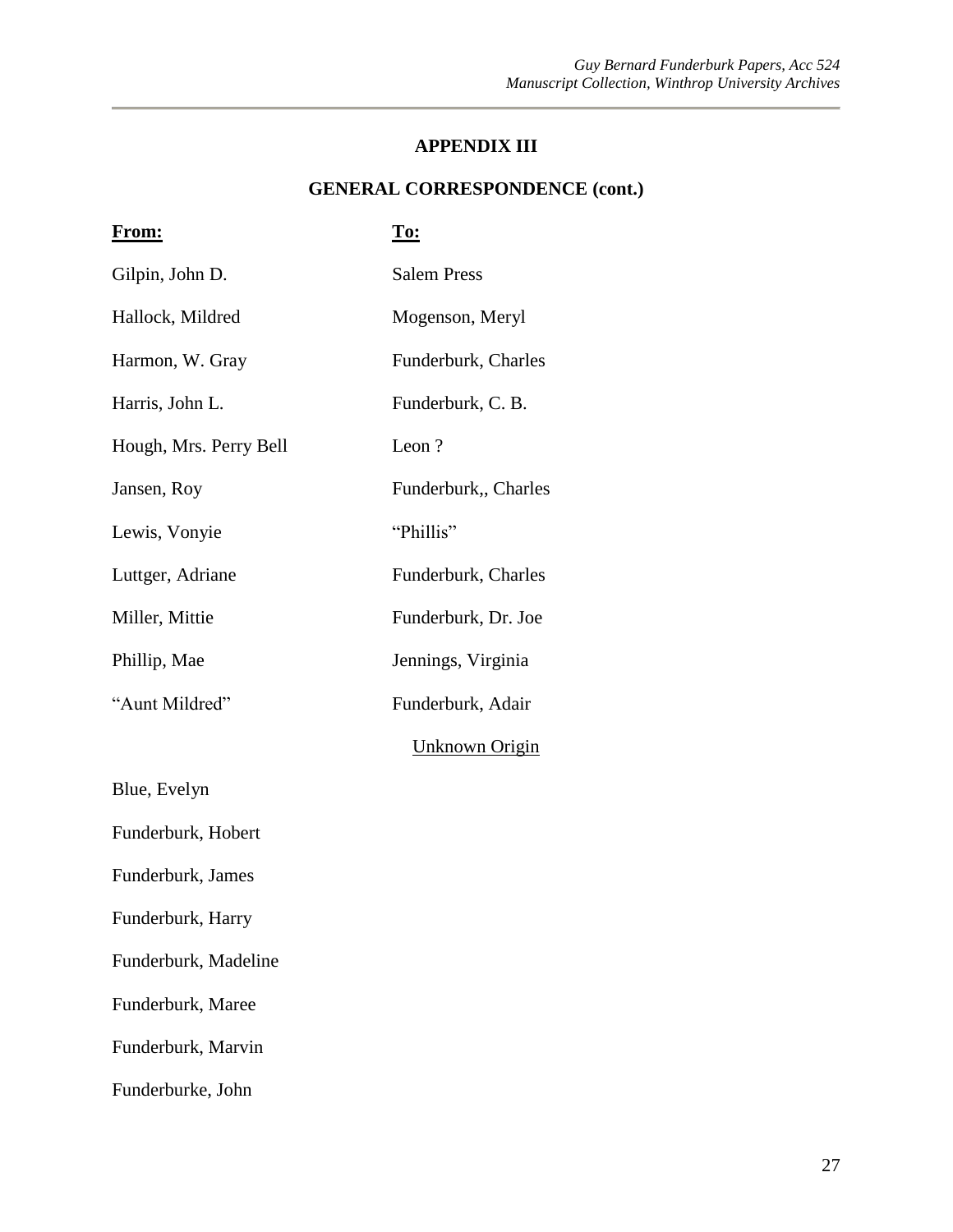## APPENDIX III

## GENERAL CORRESPONDENCE (cont.)

| From: | To: |
|---|---|
| Gilpin, John D. | Salem Press |
| Hallock, Mildred | Mogenson, Meryl |
| Harmon, W. Gray | Funderburk, Charles |
| Harris, John L. | Funderburk, C. B. |
| Hough, Mrs. Perry Bell | Leon ? |
| Jansen, Roy | Funderburk,, Charles |
| Lewis, Vonyie | "Phillis" |
| Luttger, Adriane | Funderburk, Charles |
| Miller, Mittie | Funderburk, Dr. Joe |
| Phillip, Mae | Jennings, Virginia |
| "Aunt Mildred" | Funderburk, Adair |

<u>Unknown Origin</u>

Blue, Evelyn

Funderburk, Hobert

Funderburk, James

Funderburk, Harry

Funderburk, Madeline

Funderburk, Maree

Funderburk, Marvin

Funderburke, John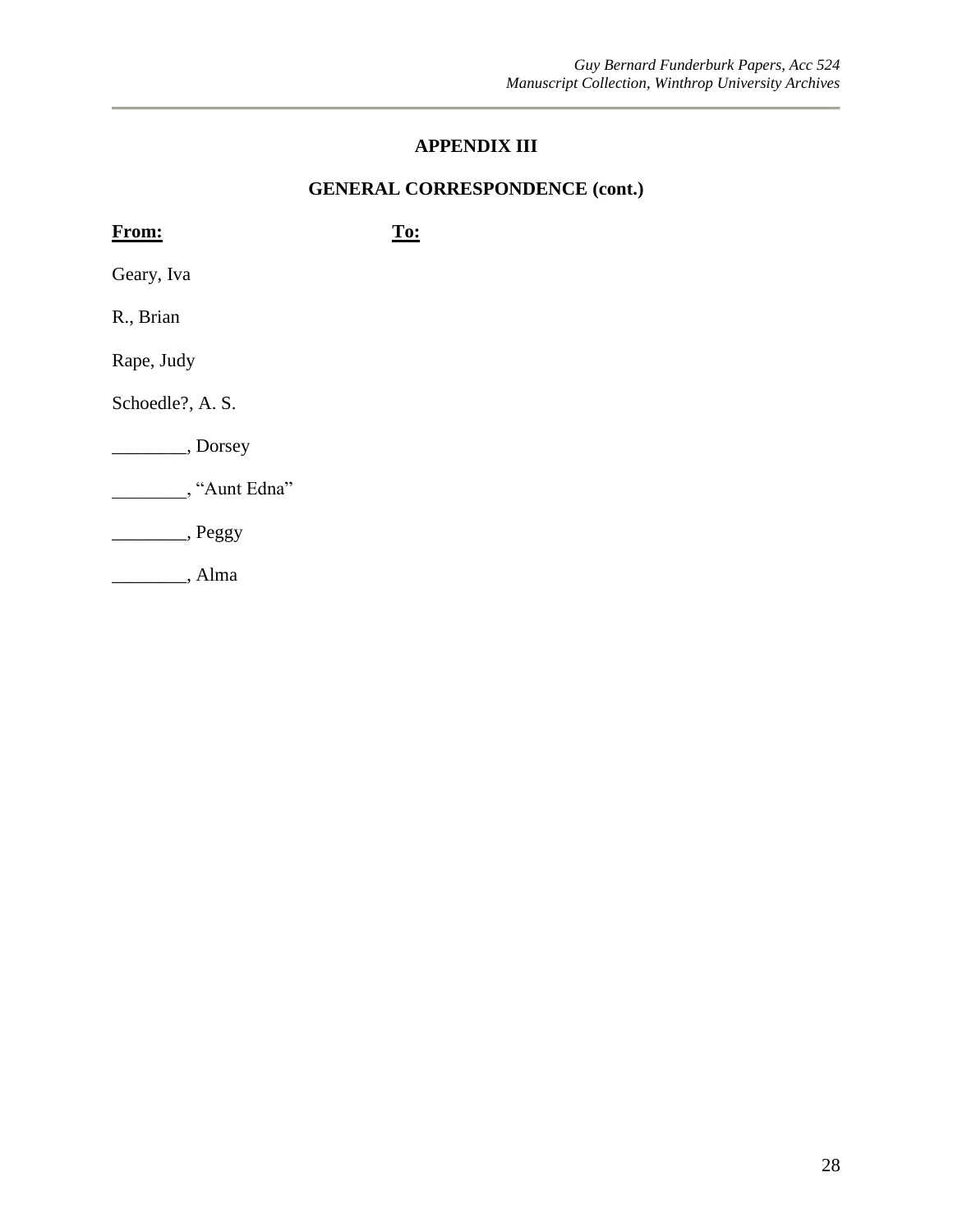## APPENDIX III

## GENERAL CORRESPONDENCE (cont.)

**From:** **To:**

Geary, Iva

R., Brian

Rape, Judy

Schoedle?, A. S.

________, Dorsey

________, "Aunt Edna"

________, Peggy

________, Alma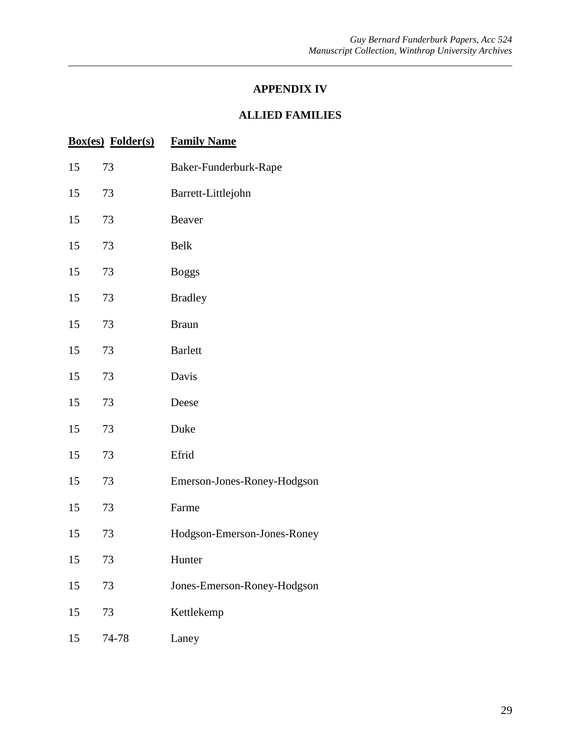## APPENDIX IV

## ALLIED FAMILIES

| Box(es) | Folder(s) | Family Name |
|---|---|---|
| 15 | 73 | Baker-Funderburk-Rape |
| 15 | 73 | Barrett-Littlejohn |
| 15 | 73 | Beaver |
| 15 | 73 | Belk |
| 15 | 73 | Boggs |
| 15 | 73 | Bradley |
| 15 | 73 | Braun |
| 15 | 73 | Barlett |
| 15 | 73 | Davis |
| 15 | 73 | Deese |
| 15 | 73 | Duke |
| 15 | 73 | Efrid |
| 15 | 73 | Emerson-Jones-Roney-Hodgson |
| 15 | 73 | Farme |
| 15 | 73 | Hodgson-Emerson-Jones-Roney |
| 15 | 73 | Hunter |
| 15 | 73 | Jones-Emerson-Roney-Hodgson |
| 15 | 73 | Kettlekemp |
| 15 | 74-78 | Laney |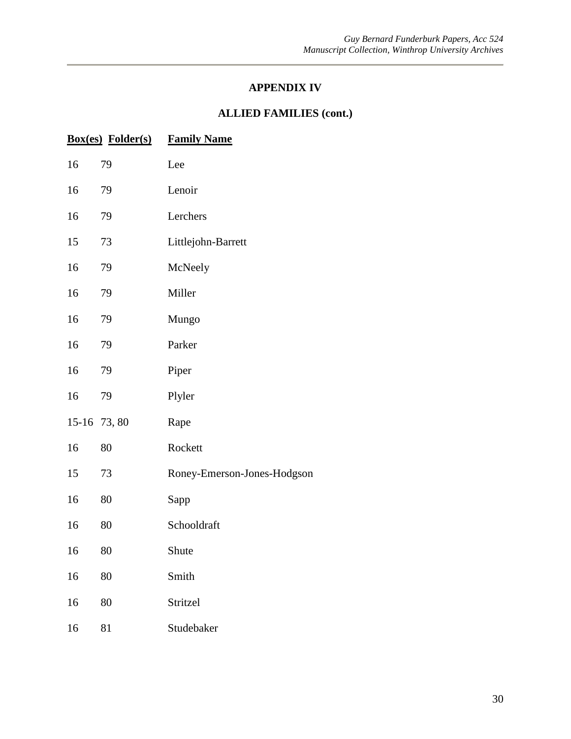## APPENDIX IV

## ALLIED FAMILIES (cont.)

| Box(es) | Folder(s) | Family Name |
|---|---|---|
| 16 | 79 | Lee |
| 16 | 79 | Lenoir |
| 16 | 79 | Lerchers |
| 15 | 73 | Littlejohn-Barrett |
| 16 | 79 | McNeely |
| 16 | 79 | Miller |
| 16 | 79 | Mungo |
| 16 | 79 | Parker |
| 16 | 79 | Piper |
| 16 | 79 | Plyler |
| 15-16 | 73, 80 | Rape |
| 16 | 80 | Rockett |
| 15 | 73 | Roney-Emerson-Jones-Hodgson |
| 16 | 80 | Sapp |
| 16 | 80 | Schooldraft |
| 16 | 80 | Shute |
| 16 | 80 | Smith |
| 16 | 80 | Stritzel |
| 16 | 81 | Studebaker |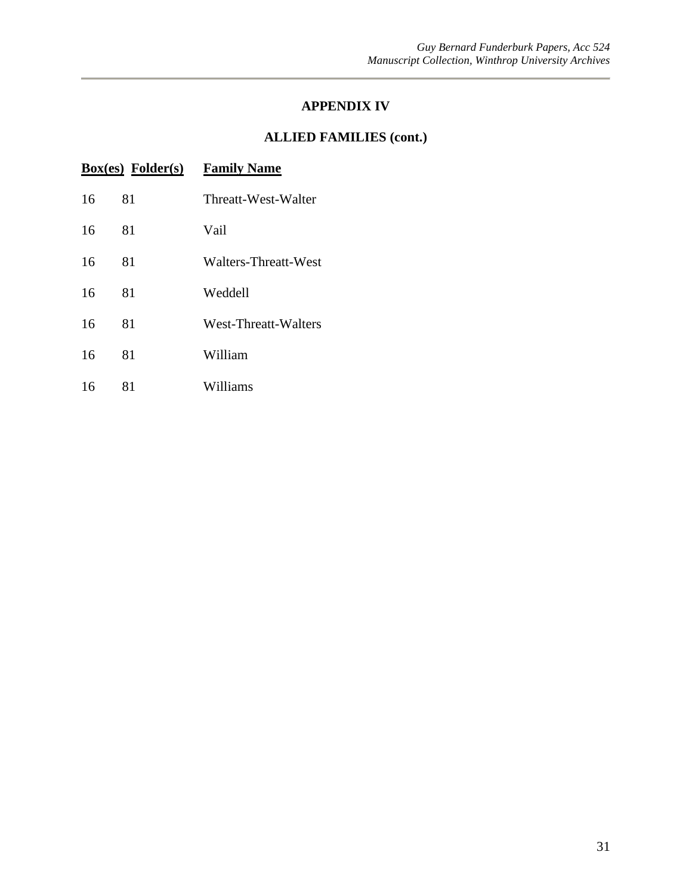## APPENDIX IV

## ALLIED FAMILIES (cont.)

| Box(es) | Folder(s) | Family Name |
|---|---|---|
| 16 | 81 | Threatt-West-Walter |
| 16 | 81 | Vail |
| 16 | 81 | Walters-Threatt-West |
| 16 | 81 | Weddell |
| 16 | 81 | West-Threatt-Walters |
| 16 | 81 | William |
| 16 | 81 | Williams |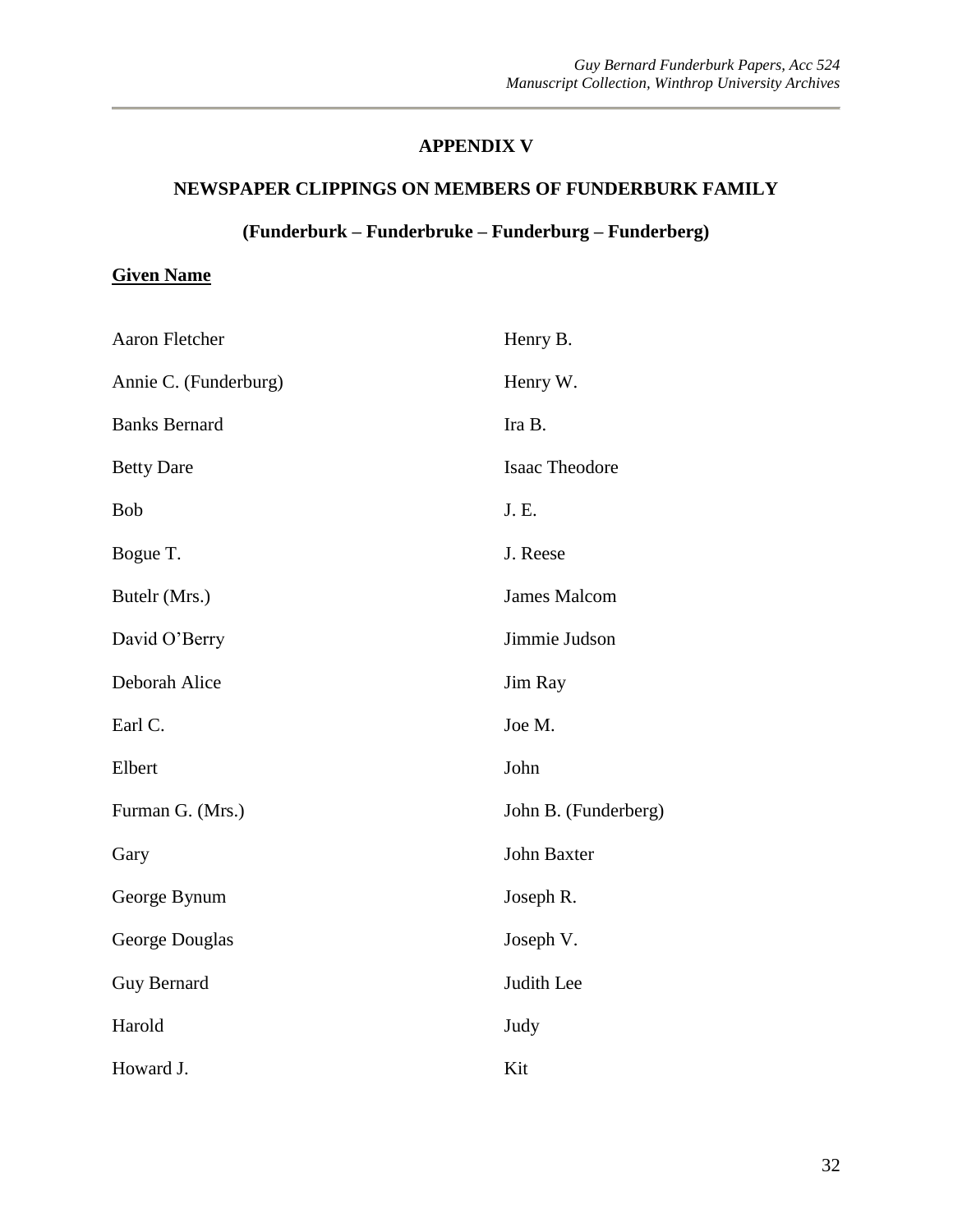## APPENDIX V

## NEWSPAPER CLIPPINGS ON MEMBERS OF FUNDERBURK FAMILY

### (Funderburk – Funderbruke – Funderburg – Funderberg)

**Given Name**

Aaron Fletcher

Annie C. (Funderburg)

Banks Bernard

Betty Dare

Bob

Bogue T.

Butelr (Mrs.)

David O'Berry

Deborah Alice

Earl C.

Elbert

Furman G. (Mrs.)

Gary

George Bynum

George Douglas

Guy Bernard

Harold

Howard J.

Henry B.

Henry W.

Ira B.

Isaac Theodore

J. E.

J. Reese

James Malcom

Jimmie Judson

Jim Ray

Joe M.

John

John B. (Funderberg)

John Baxter

Joseph R.

Joseph V.

Judith Lee

Judy

Kit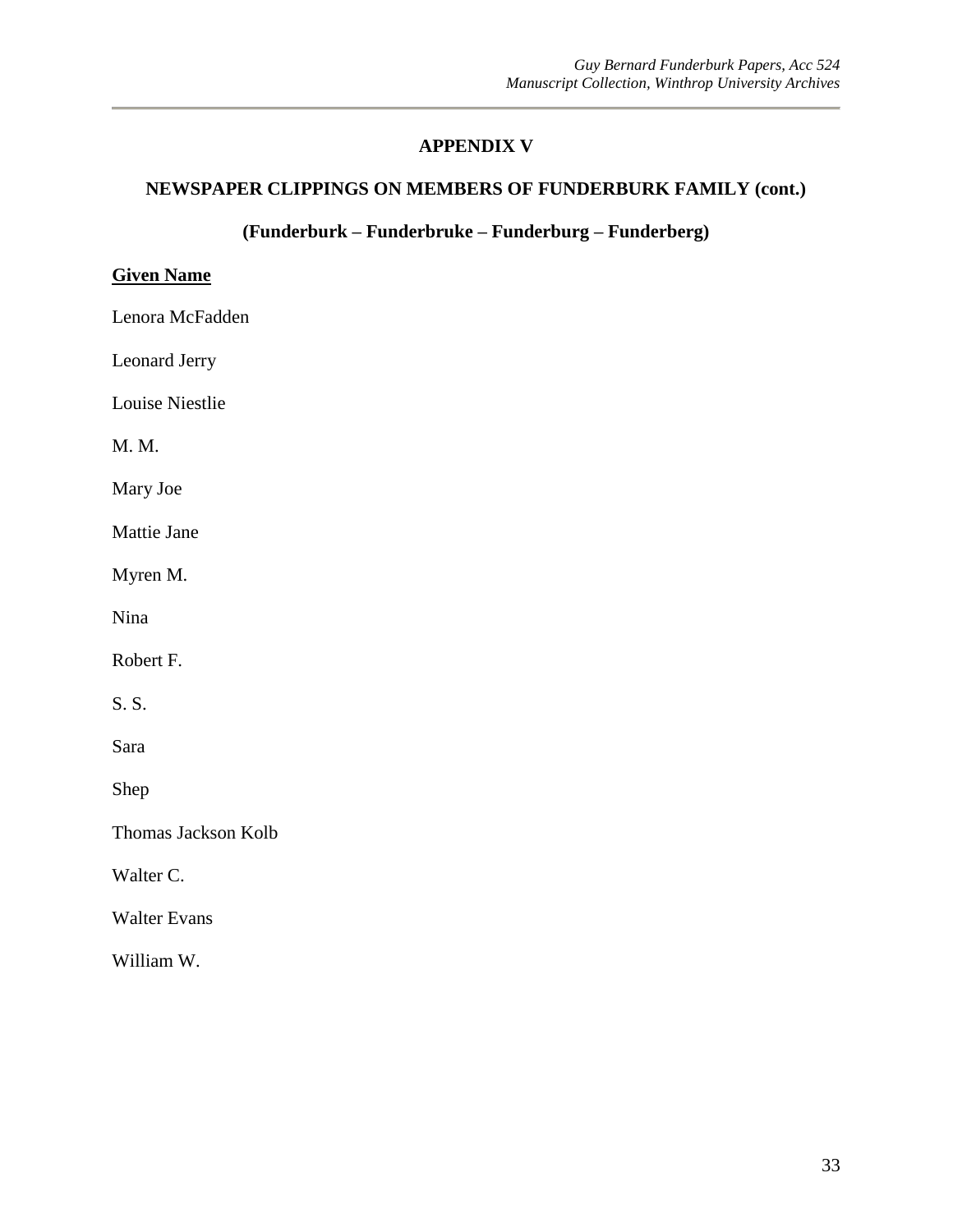## APPENDIX V

## NEWSPAPER CLIPPINGS ON MEMBERS OF FUNDERBURK FAMILY (cont.)

### (Funderburk – Funderbruke – Funderburg – Funderberg)

**Given Name**

Lenora McFadden

Leonard Jerry

Louise Niestlie

M. M.

Mary Joe

Mattie Jane

Myren M.

Nina

Robert F.

S. S.

Sara

Shep

Thomas Jackson Kolb

Walter C.

Walter Evans

William W.